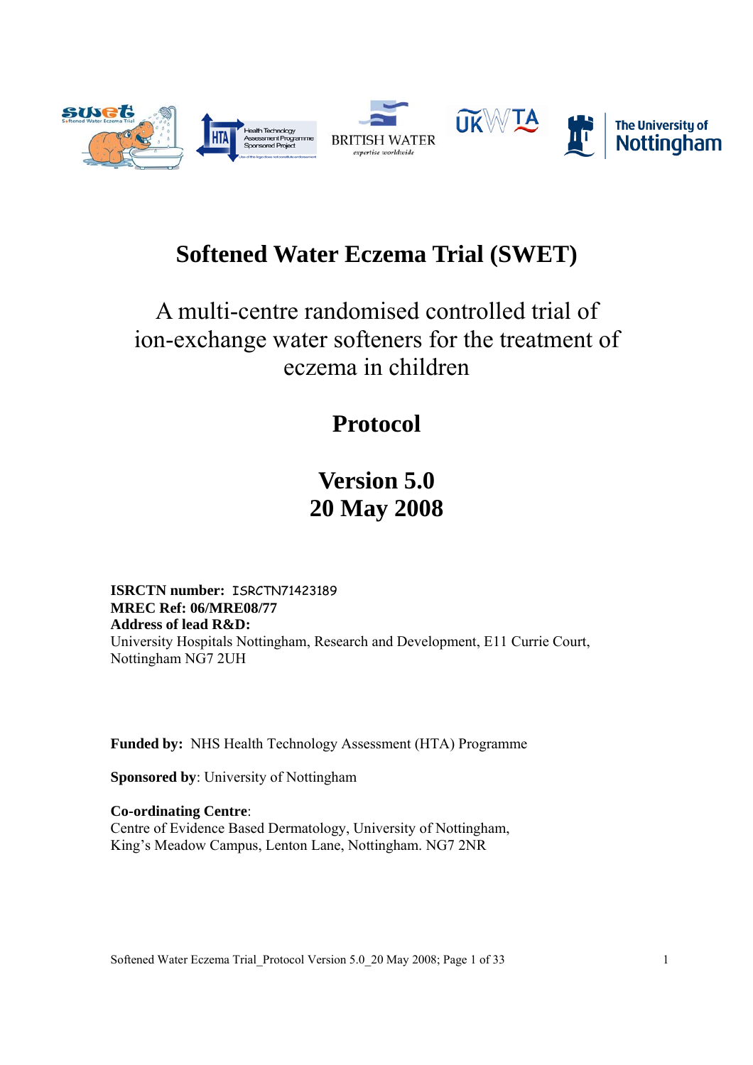# Softened Water Eczema Trial (SWET)

## A multi-centre randomised controlled trial of ion-exchange water softeners for the treatment of eczema in children

## Protocol

## Version 5.0
## 20 May 2008

**ISRCTN number:** ISRCTN71423189
**MREC Ref: 06/MRE08/77**
**Address of lead R&D:**
University Hospitals Nottingham, Research and Development, E11 Currie Court, Nottingham NG7 2UH

**Funded by:** NHS Health Technology Assessment (HTA) Programme

**Sponsored by**: University of Nottingham

**Co-ordinating Centre**:
Centre of Evidence Based Dermatology, University of Nottingham, King's Meadow Campus, Lenton Lane, Nottingham. NG7 2NR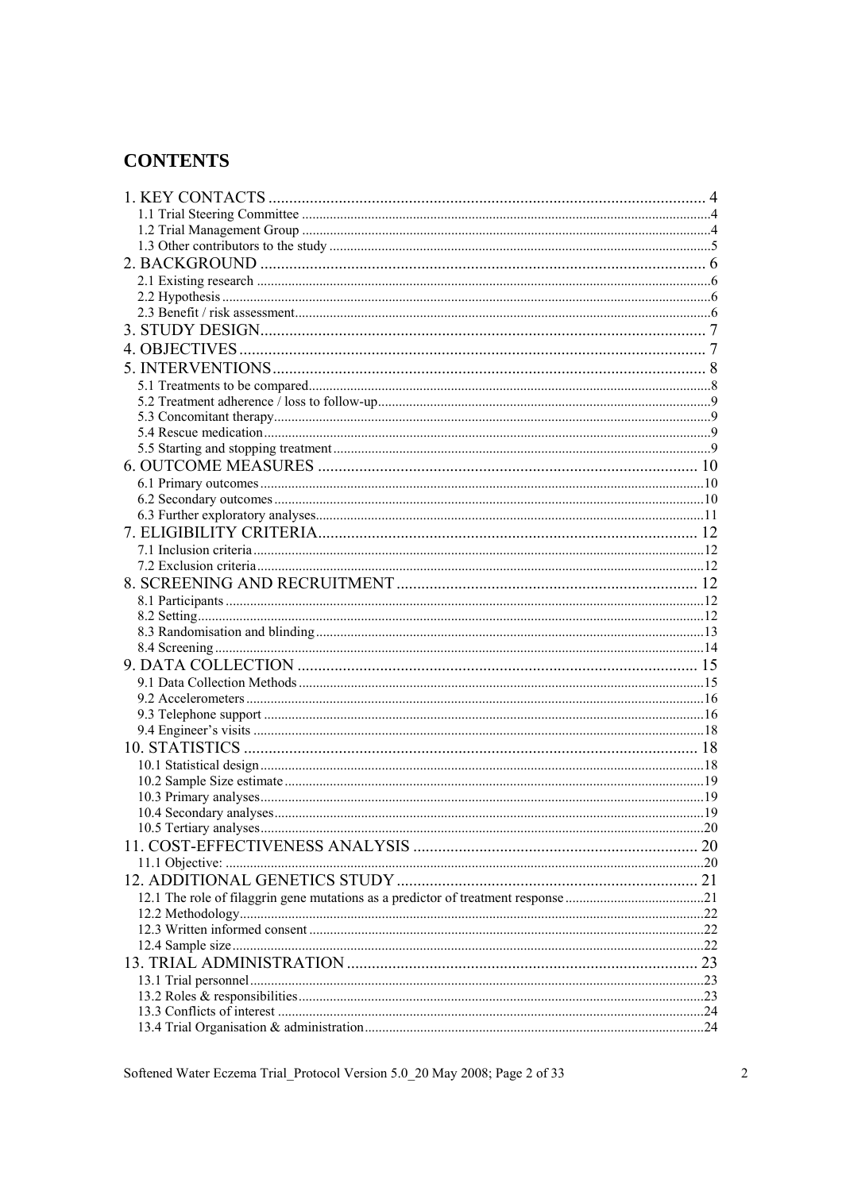# CONTENTS

- 1. KEY CONTACTS ..... 4
  - 1.1 Trial Steering Committee ..... 4
  - 1.2 Trial Management Group ..... 4
  - 1.3 Other contributors to the study ..... 5
- 2. BACKGROUND ..... 6
  - 2.1 Existing research ..... 6
  - 2.2 Hypothesis ..... 6
  - 2.3 Benefit / risk assessment ..... 6
- 3. STUDY DESIGN ..... 7
- 4. OBJECTIVES ..... 7
- 5. INTERVENTIONS ..... 8
  - 5.1 Treatments to be compared ..... 8
  - 5.2 Treatment adherence / loss to follow-up ..... 9
  - 5.3 Concomitant therapy ..... 9
  - 5.4 Rescue medication ..... 9
  - 5.5 Starting and stopping treatment ..... 9
- 6. OUTCOME MEASURES ..... 10
  - 6.1 Primary outcomes ..... 10
  - 6.2 Secondary outcomes ..... 10
  - 6.3 Further exploratory analyses ..... 11
- 7. ELIGIBILITY CRITERIA ..... 12
  - 7.1 Inclusion criteria ..... 12
  - 7.2 Exclusion criteria ..... 12
- 8. SCREENING AND RECRUITMENT ..... 12
  - 8.1 Participants ..... 12
  - 8.2 Setting ..... 12
  - 8.3 Randomisation and blinding ..... 13
  - 8.4 Screening ..... 14
- 9. DATA COLLECTION ..... 15
  - 9.1 Data Collection Methods ..... 15
  - 9.2 Accelerometers ..... 16
  - 9.3 Telephone support ..... 16
  - 9.4 Engineer's visits ..... 18
- 10. STATISTICS ..... 18
  - 10.1 Statistical design ..... 18
  - 10.2 Sample Size estimate ..... 19
  - 10.3 Primary analyses ..... 19
  - 10.4 Secondary analyses ..... 19
  - 10.5 Tertiary analyses ..... 20
- 11. COST-EFFECTIVENESS ANALYSIS ..... 20
  - 11.1 Objective: ..... 20
- 12. ADDITIONAL GENETICS STUDY ..... 21
  - 12.1 The role of filaggrin gene mutations as a predictor of treatment response ..... 21
  - 12.2 Methodology ..... 22
  - 12.3 Written informed consent ..... 22
  - 12.4 Sample size ..... 22
- 13. TRIAL ADMINISTRATION ..... 23
  - 13.1 Trial personnel ..... 23
  - 13.2 Roles & responsibilities ..... 23
  - 13.3 Conflicts of interest ..... 24
  - 13.4 Trial Organisation & administration ..... 24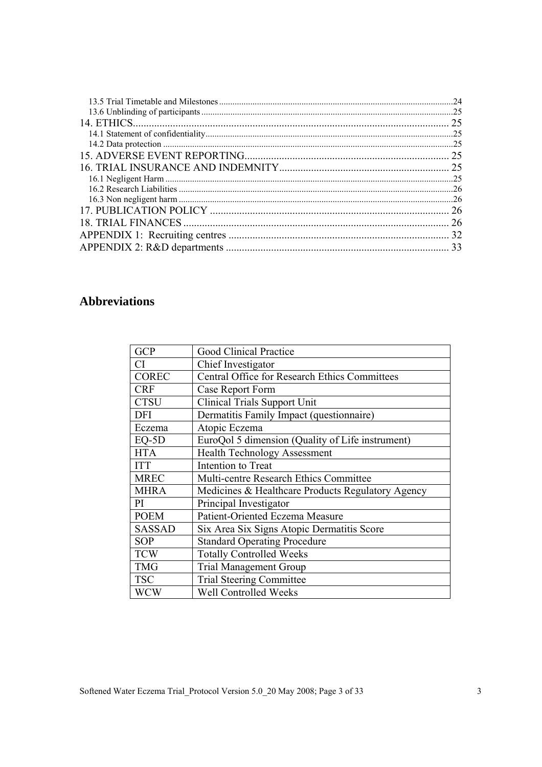13.5 Trial Timetable and Milestones ........................................................................................................24
13.6 Unblinding of participants ................................................................................................................25
14. ETHICS........................................................................................................................ 25
14.1 Statement of confidentiality...............................................................................................................25
14.2 Data protection ..................................................................................................................................25
15. ADVERSE EVENT REPORTING............................................................................. 25
16. TRIAL INSURANCE AND INDEMNITY................................................................. 25
16.1 Negligent Harm .................................................................................................................................25
16.2 Research Liabilities ...........................................................................................................................26
16.3 Non negligent harm ...........................................................................................................................26
17. PUBLICATION POLICY .......................................................................................... 26
18. TRIAL FINANCES .................................................................................................... 26
APPENDIX 1: Recruiting centres ................................................................................... 32
APPENDIX 2: R&D departments .................................................................................... 33

## Abbreviations

| | |
|---|---|
| GCP | Good Clinical Practice |
| CI | Chief Investigator |
| COREC | Central Office for Research Ethics Committees |
| CRF | Case Report Form |
| CTSU | Clinical Trials Support Unit |
| DFI | Dermatitis Family Impact (questionnaire) |
| Eczema | Atopic Eczema |
| EQ-5D | EuroQol 5 dimension (Quality of Life instrument) |
| HTA | Health Technology Assessment |
| ITT | Intention to Treat |
| MREC | Multi-centre Research Ethics Committee |
| MHRA | Medicines & Healthcare Products Regulatory Agency |
| PI | Principal Investigator |
| POEM | Patient-Oriented Eczema Measure |
| SASSAD | Six Area Six Signs Atopic Dermatitis Score |
| SOP | Standard Operating Procedure |
| TCW | Totally Controlled Weeks |
| TMG | Trial Management Group |
| TSC | Trial Steering Committee |
| WCW | Well Controlled Weeks |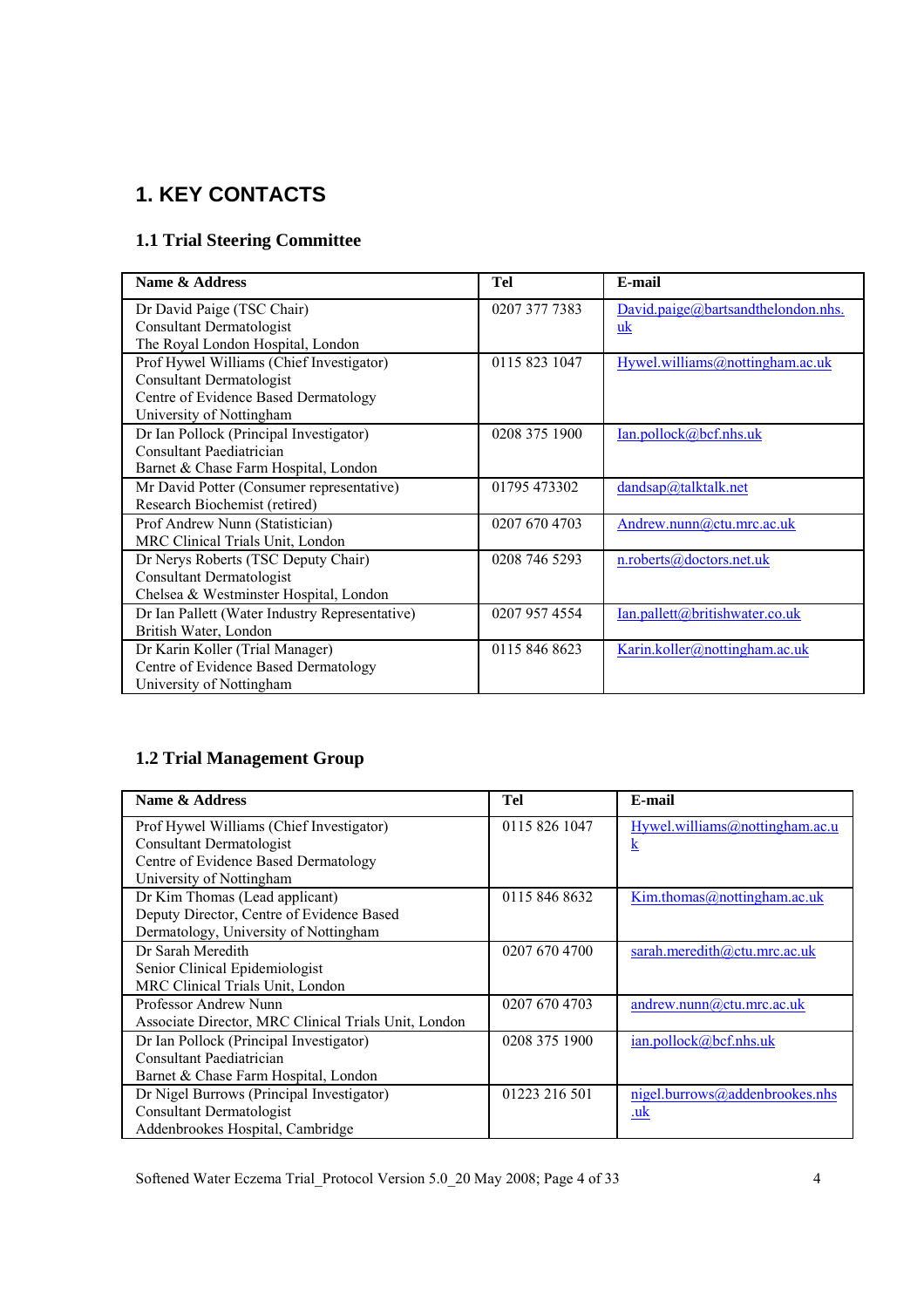# 1. KEY CONTACTS

## 1.1 Trial Steering Committee

| Name & Address | Tel | E-mail |
|---|---|---|
| Dr David Paige (TSC Chair)<br>Consultant Dermatologist<br>The Royal London Hospital, London | 0207 377 7383 | David.paige@bartsandthelondon.nhs.uk |
| Prof Hywel Williams (Chief Investigator)<br>Consultant Dermatologist<br>Centre of Evidence Based Dermatology<br>University of Nottingham | 0115 823 1047 | Hywel.williams@nottingham.ac.uk |
| Dr Ian Pollock (Principal Investigator)<br>Consultant Paediatrician<br>Barnet & Chase Farm Hospital, London | 0208 375 1900 | Ian.pollock@bcf.nhs.uk |
| Mr David Potter (Consumer representative)<br>Research Biochemist (retired) | 01795 473302 | dandsap@talktalk.net |
| Prof Andrew Nunn (Statistician)<br>MRC Clinical Trials Unit, London | 0207 670 4703 | Andrew.nunn@ctu.mrc.ac.uk |
| Dr Nerys Roberts (TSC Deputy Chair)<br>Consultant Dermatologist<br>Chelsea & Westminster Hospital, London | 0208 746 5293 | n.roberts@doctors.net.uk |
| Dr Ian Pallett (Water Industry Representative)<br>British Water, London | 0207 957 4554 | Ian.pallett@britishwater.co.uk |
| Dr Karin Koller (Trial Manager)<br>Centre of Evidence Based Dermatology<br>University of Nottingham | 0115 846 8623 | Karin.koller@nottingham.ac.uk |

## 1.2 Trial Management Group

| Name & Address | Tel | E-mail |
|---|---|---|
| Prof Hywel Williams (Chief Investigator)<br>Consultant Dermatologist<br>Centre of Evidence Based Dermatology<br>University of Nottingham | 0115 826 1047 | Hywel.williams@nottingham.ac.uk |
| Dr Kim Thomas (Lead applicant)<br>Deputy Director, Centre of Evidence Based Dermatology, University of Nottingham | 0115 846 8632 | Kim.thomas@nottingham.ac.uk |
| Dr Sarah Meredith<br>Senior Clinical Epidemiologist<br>MRC Clinical Trials Unit, London | 0207 670 4700 | sarah.meredith@ctu.mrc.ac.uk |
| Professor Andrew Nunn<br>Associate Director, MRC Clinical Trials Unit, London | 0207 670 4703 | andrew.nunn@ctu.mrc.ac.uk |
| Dr Ian Pollock (Principal Investigator)<br>Consultant Paediatrician<br>Barnet & Chase Farm Hospital, London | 0208 375 1900 | ian.pollock@bcf.nhs.uk |
| Dr Nigel Burrows (Principal Investigator)<br>Consultant Dermatologist<br>Addenbrookes Hospital, Cambridge | 01223 216 501 | nigel.burrows@addenbrookes.nhs.uk |

Softened Water Eczema Trial_Protocol Version 5.0_20 May 2008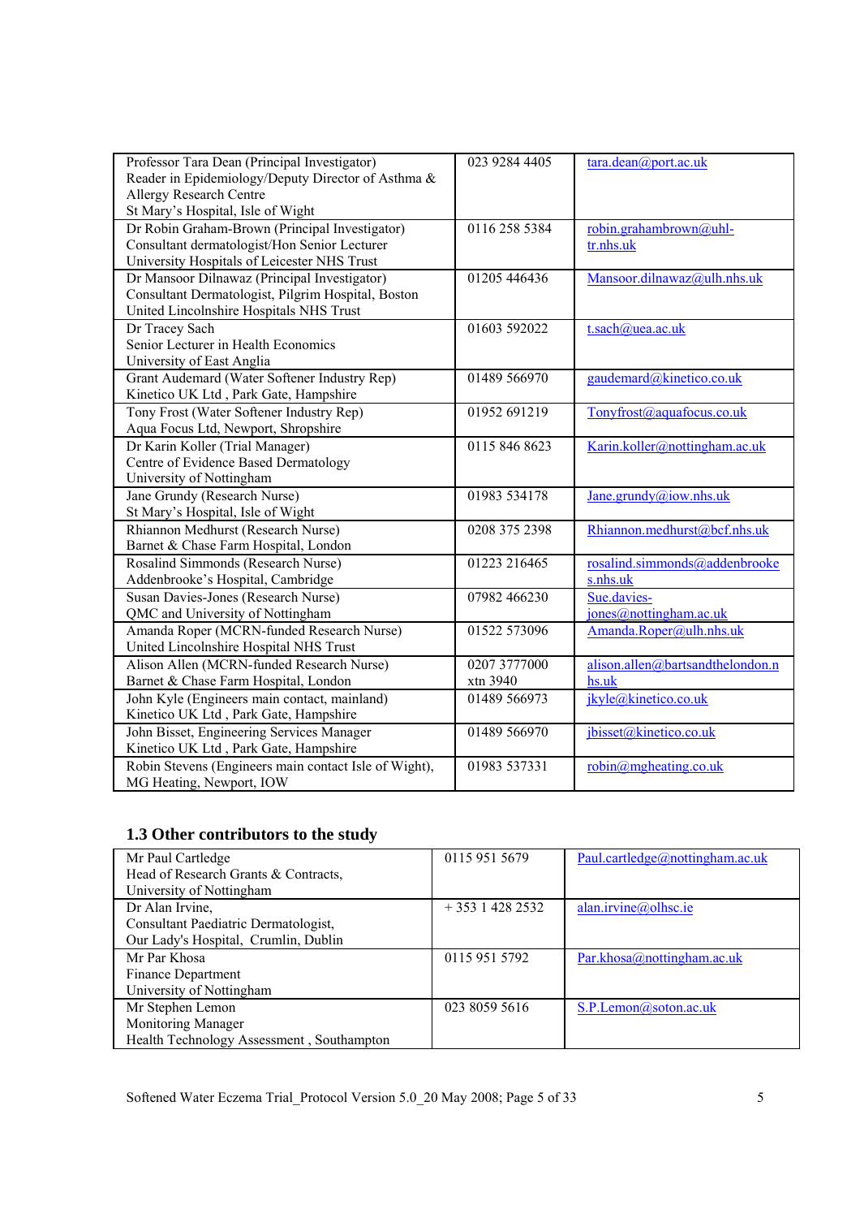| | | |
|---|---|---|
| Professor Tara Dean (Principal Investigator)<br>Reader in Epidemiology/Deputy Director of Asthma & Allergy Research Centre<br>St Mary's Hospital, Isle of Wight | 023 9284 4405 | tara.dean@port.ac.uk |
| Dr Robin Graham-Brown (Principal Investigator)<br>Consultant dermatologist/Hon Senior Lecturer<br>University Hospitals of Leicester NHS Trust | 0116 258 5384 | robin.grahambrown@uhl-tr.nhs.uk |
| Dr Mansoor Dilnawaz (Principal Investigator)<br>Consultant Dermatologist, Pilgrim Hospital, Boston<br>United Lincolnshire Hospitals NHS Trust | 01205 446436 | Mansoor.dilnawaz@ulh.nhs.uk |
| Dr Tracey Sach<br>Senior Lecturer in Health Economics<br>University of East Anglia | 01603 592022 | t.sach@uea.ac.uk |
| Grant Audemard (Water Softener Industry Rep)<br>Kinetico UK Ltd , Park Gate, Hampshire | 01489 566970 | gaudemard@kinetico.co.uk |
| Tony Frost (Water Softener Industry Rep)<br>Aqua Focus Ltd, Newport, Shropshire | 01952 691219 | Tonyfrost@aquafocus.co.uk |
| Dr Karin Koller (Trial Manager)<br>Centre of Evidence Based Dermatology<br>University of Nottingham | 0115 846 8623 | Karin.koller@nottingham.ac.uk |
| Jane Grundy (Research Nurse)<br>St Mary's Hospital, Isle of Wight | 01983 534178 | Jane.grundy@iow.nhs.uk |
| Rhiannon Medhurst (Research Nurse)<br>Barnet & Chase Farm Hospital, London | 0208 375 2398 | Rhiannon.medhurst@bcf.nhs.uk |
| Rosalind Simmonds (Research Nurse)<br>Addenbrooke's Hospital, Cambridge | 01223 216465 | rosalind.simmonds@addenbrookes.nhs.uk |
| Susan Davies-Jones (Research Nurse)<br>QMC and University of Nottingham | 07982 466230 | Sue.davies-jones@nottingham.ac.uk |
| Amanda Roper (MCRN-funded Research Nurse)<br>United Lincolnshire Hospital NHS Trust | 01522 573096 | Amanda.Roper@ulh.nhs.uk |
| Alison Allen (MCRN-funded Research Nurse)<br>Barnet & Chase Farm Hospital, London | 0207 3777000 xtn 3940 | alison.allen@bartsandthelondon.nhs.uk |
| John Kyle (Engineers main contact, mainland)<br>Kinetico UK Ltd , Park Gate, Hampshire | 01489 566973 | jkyle@kinetico.co.uk |
| John Bisset, Engineering Services Manager<br>Kinetico UK Ltd , Park Gate, Hampshire | 01489 566970 | jbisset@kinetico.co.uk |
| Robin Stevens (Engineers main contact Isle of Wight),<br>MG Heating, Newport, IOW | 01983 537331 | robin@mgheating.co.uk |

## 1.3 Other contributors to the study

| | | |
|---|---|---|
| Mr Paul Cartledge<br>Head of Research Grants & Contracts,<br>University of Nottingham | 0115 951 5679 | Paul.cartledge@nottingham.ac.uk |
| Dr Alan Irvine,<br>Consultant Paediatric Dermatologist,<br>Our Lady's Hospital, Crumlin, Dublin | + 353 1 428 2532 | alan.irvine@olhsc.ie |
| Mr Par Khosa<br>Finance Department<br>University of Nottingham | 0115 951 5792 | Par.khosa@nottingham.ac.uk |
| Mr Stephen Lemon<br>Monitoring Manager<br>Health Technology Assessment , Southampton | 023 8059 5616 | S.P.Lemon@soton.ac.uk |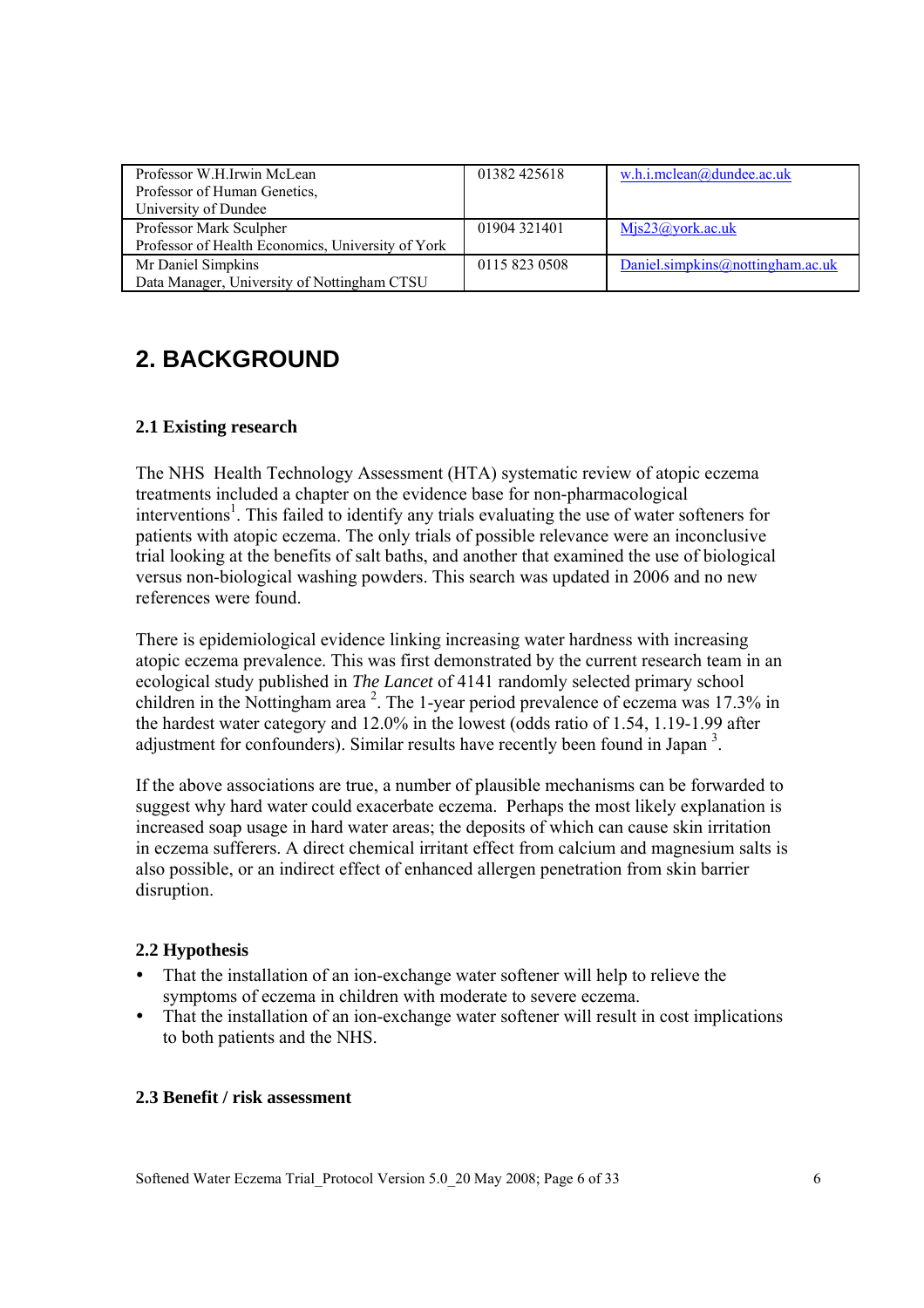| | | |
|---|---|---|
| Professor W.H.Irwin McLean<br>Professor of Human Genetics,<br>University of Dundee | 01382 425618 | w.h.i.mclean@dundee.ac.uk |
| Professor Mark Sculpher<br>Professor of Health Economics, University of York | 01904 321401 | Mjs23@york.ac.uk |
| Mr Daniel Simpkins<br>Data Manager, University of Nottingham CTSU | 0115 823 0508 | Daniel.simpkins@nottingham.ac.uk |

# 2. BACKGROUND

## 2.1 Existing research

The NHS Health Technology Assessment (HTA) systematic review of atopic eczema treatments included a chapter on the evidence base for non-pharmacological interventions[1]. This failed to identify any trials evaluating the use of water softeners for patients with atopic eczema. The only trials of possible relevance were an inconclusive trial looking at the benefits of salt baths, and another that examined the use of biological versus non-biological washing powders. This search was updated in 2006 and no new references were found.

There is epidemiological evidence linking increasing water hardness with increasing atopic eczema prevalence. This was first demonstrated by the current research team in an ecological study published in *The Lancet* of 4141 randomly selected primary school children in the Nottingham area [2]. The 1-year period prevalence of eczema was 17.3% in the hardest water category and 12.0% in the lowest (odds ratio of 1.54, 1.19-1.99 after adjustment for confounders). Similar results have recently been found in Japan [3].

If the above associations are true, a number of plausible mechanisms can be forwarded to suggest why hard water could exacerbate eczema. Perhaps the most likely explanation is increased soap usage in hard water areas; the deposits of which can cause skin irritation in eczema sufferers. A direct chemical irritant effect from calcium and magnesium salts is also possible, or an indirect effect of enhanced allergen penetration from skin barrier disruption.

## 2.2 Hypothesis

- That the installation of an ion-exchange water softener will help to relieve the symptoms of eczema in children with moderate to severe eczema.
- That the installation of an ion-exchange water softener will result in cost implications to both patients and the NHS.

## 2.3 Benefit / risk assessment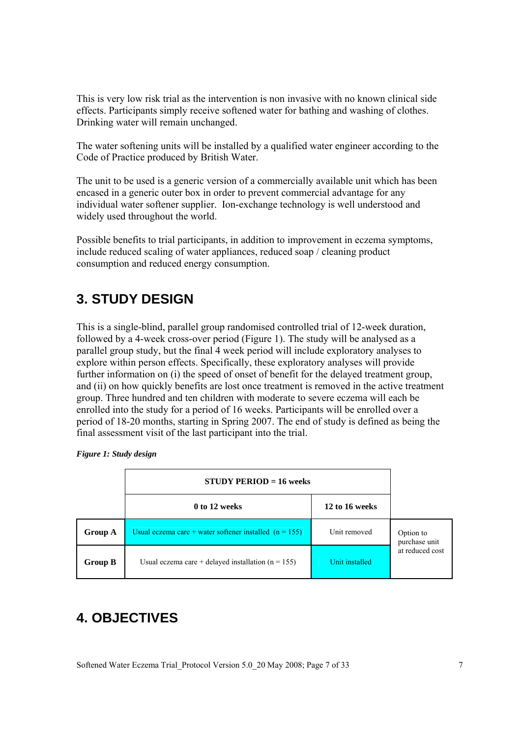This is very low risk trial as the intervention is non invasive with no known clinical side effects. Participants simply receive softened water for bathing and washing of clothes. Drinking water will remain unchanged.

The water softening units will be installed by a qualified water engineer according to the Code of Practice produced by British Water.

The unit to be used is a generic version of a commercially available unit which has been encased in a generic outer box in order to prevent commercial advantage for any individual water softener supplier. Ion-exchange technology is well understood and widely used throughout the world.

Possible benefits to trial participants, in addition to improvement in eczema symptoms, include reduced scaling of water appliances, reduced soap / cleaning product consumption and reduced energy consumption.

# 3. STUDY DESIGN

This is a single-blind, parallel group randomised controlled trial of 12-week duration, followed by a 4-week cross-over period (Figure 1). The study will be analysed as a parallel group study, but the final 4 week period will include exploratory analyses to explore within person effects. Specifically, these exploratory analyses will provide further information on (i) the speed of onset of benefit for the delayed treatment group, and (ii) on how quickly benefits are lost once treatment is removed in the active treatment group. Three hundred and ten children with moderate to severe eczema will each be enrolled into the study for a period of 16 weeks. Participants will be enrolled over a period of 18-20 months, starting in Spring 2007. The end of study is defined as being the final assessment visit of the last participant into the trial.

***Figure 1: Study design***

| | **STUDY PERIOD = 16 weeks** | | |
|---|---|---|---|
| | **0 to 12 weeks** | **12 to 16 weeks** | |
| **Group A** | Usual eczema care + water softener installed (n = 155) | Unit removed | Option to purchase unit at reduced cost |
| **Group B** | Usual eczema care + delayed installation (n = 155) | Unit installed | |

# 4. OBJECTIVES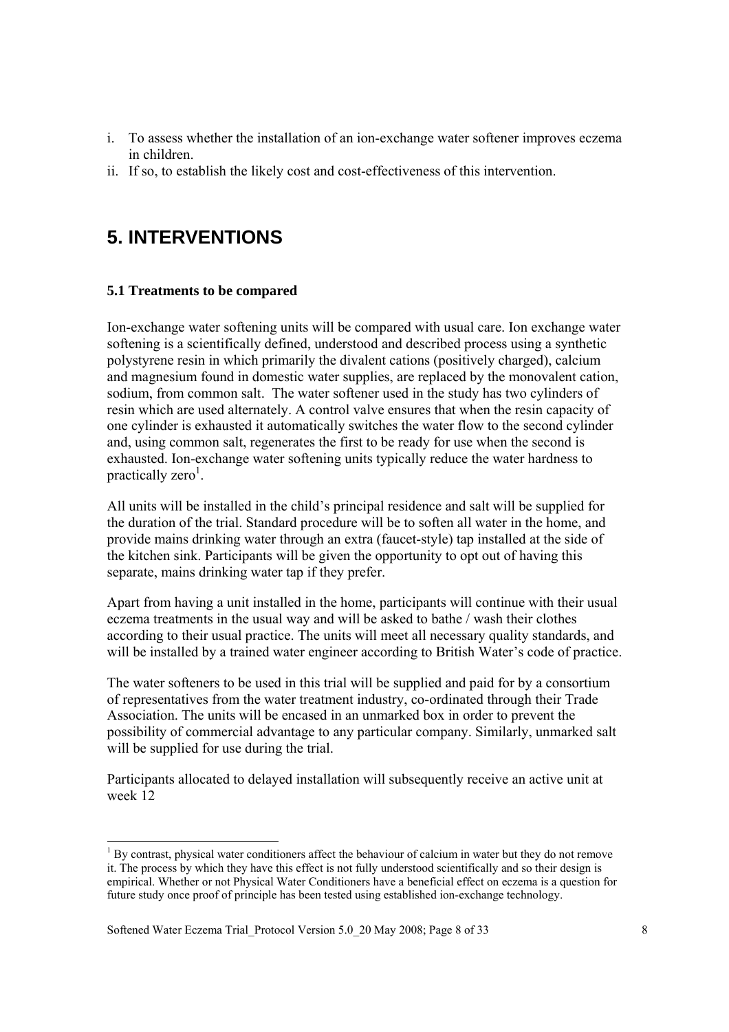i. To assess whether the installation of an ion-exchange water softener improves eczema in children.
ii. If so, to establish the likely cost and cost-effectiveness of this intervention.

# 5. INTERVENTIONS

### 5.1 Treatments to be compared

Ion-exchange water softening units will be compared with usual care. Ion exchange water softening is a scientifically defined, understood and described process using a synthetic polystyrene resin in which primarily the divalent cations (positively charged), calcium and magnesium found in domestic water supplies, are replaced by the monovalent cation, sodium, from common salt. The water softener used in the study has two cylinders of resin which are used alternately. A control valve ensures that when the resin capacity of one cylinder is exhausted it automatically switches the water flow to the second cylinder and, using common salt, regenerates the first to be ready for use when the second is exhausted. Ion-exchange water softening units typically reduce the water hardness to practically zero[1].

All units will be installed in the child's principal residence and salt will be supplied for the duration of the trial. Standard procedure will be to soften all water in the home, and provide mains drinking water through an extra (faucet-style) tap installed at the side of the kitchen sink. Participants will be given the opportunity to opt out of having this separate, mains drinking water tap if they prefer.

Apart from having a unit installed in the home, participants will continue with their usual eczema treatments in the usual way and will be asked to bathe / wash their clothes according to their usual practice. The units will meet all necessary quality standards, and will be installed by a trained water engineer according to British Water's code of practice.

The water softeners to be used in this trial will be supplied and paid for by a consortium of representatives from the water treatment industry, co-ordinated through their Trade Association. The units will be encased in an unmarked box in order to prevent the possibility of commercial advantage to any particular company. Similarly, unmarked salt will be supplied for use during the trial.

Participants allocated to delayed installation will subsequently receive an active unit at week 12

---

[1] By contrast, physical water conditioners affect the behaviour of calcium in water but they do not remove it. The process by which they have this effect is not fully understood scientifically and so their design is empirical. Whether or not Physical Water Conditioners have a beneficial effect on eczema is a question for future study once proof of principle has been tested using established ion-exchange technology.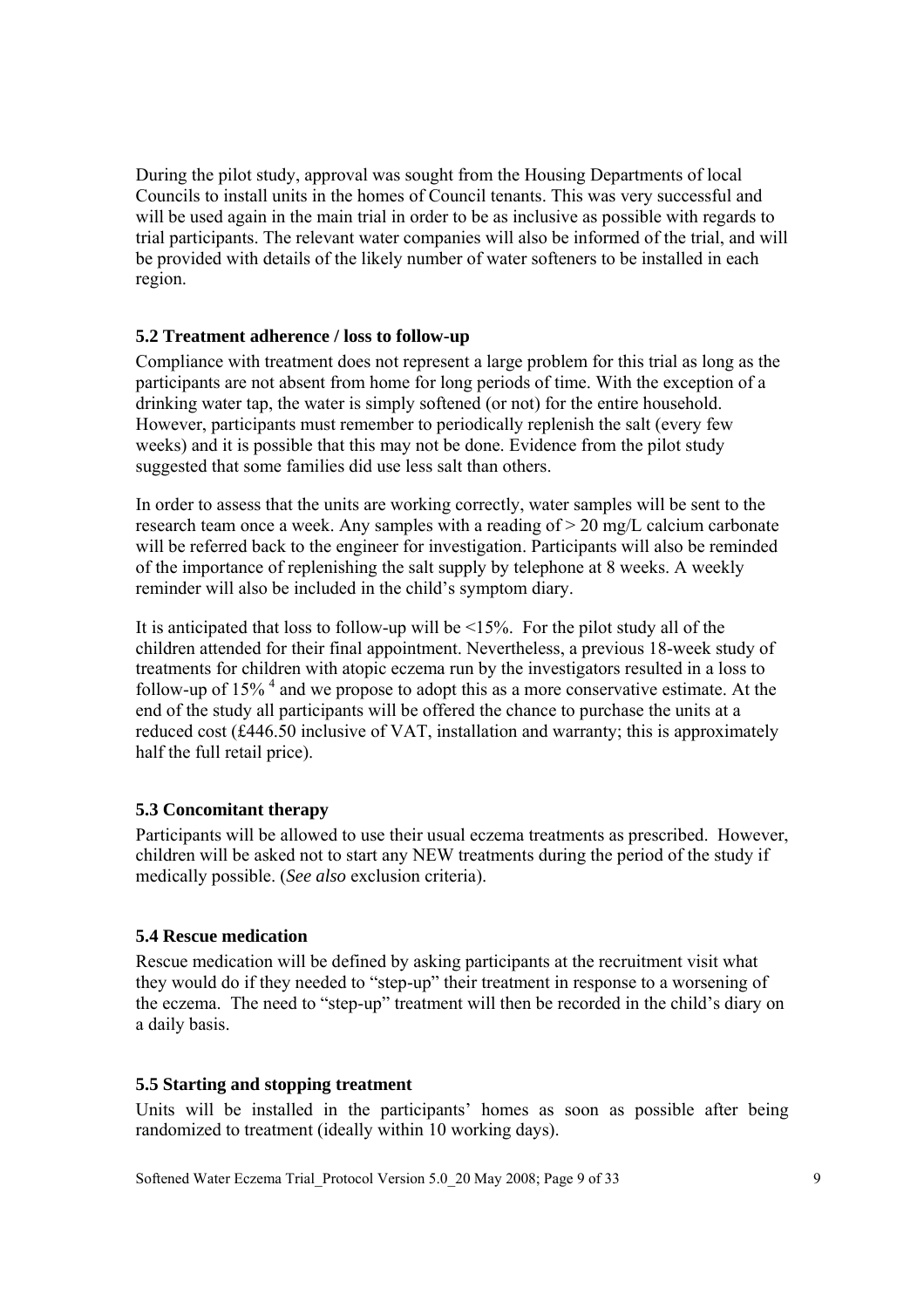During the pilot study, approval was sought from the Housing Departments of local Councils to install units in the homes of Council tenants. This was very successful and will be used again in the main trial in order to be as inclusive as possible with regards to trial participants. The relevant water companies will also be informed of the trial, and will be provided with details of the likely number of water softeners to be installed in each region.

### 5.2 Treatment adherence / loss to follow-up

Compliance with treatment does not represent a large problem for this trial as long as the participants are not absent from home for long periods of time. With the exception of a drinking water tap, the water is simply softened (or not) for the entire household. However, participants must remember to periodically replenish the salt (every few weeks) and it is possible that this may not be done. Evidence from the pilot study suggested that some families did use less salt than others.

In order to assess that the units are working correctly, water samples will be sent to the research team once a week. Any samples with a reading of > 20 mg/L calcium carbonate will be referred back to the engineer for investigation. Participants will also be reminded of the importance of replenishing the salt supply by telephone at 8 weeks. A weekly reminder will also be included in the child's symptom diary.

It is anticipated that loss to follow-up will be <15%. For the pilot study all of the children attended for their final appointment. Nevertheless, a previous 18-week study of treatments for children with atopic eczema run by the investigators resulted in a loss to follow-up of 15% [4] and we propose to adopt this as a more conservative estimate. At the end of the study all participants will be offered the chance to purchase the units at a reduced cost (£446.50 inclusive of VAT, installation and warranty; this is approximately half the full retail price).

### 5.3 Concomitant therapy

Participants will be allowed to use their usual eczema treatments as prescribed. However, children will be asked not to start any NEW treatments during the period of the study if medically possible. (*See also* exclusion criteria).

### 5.4 Rescue medication

Rescue medication will be defined by asking participants at the recruitment visit what they would do if they needed to "step-up" their treatment in response to a worsening of the eczema. The need to "step-up" treatment will then be recorded in the child's diary on a daily basis.

### 5.5 Starting and stopping treatment

Units will be installed in the participants' homes as soon as possible after being randomized to treatment (ideally within 10 working days).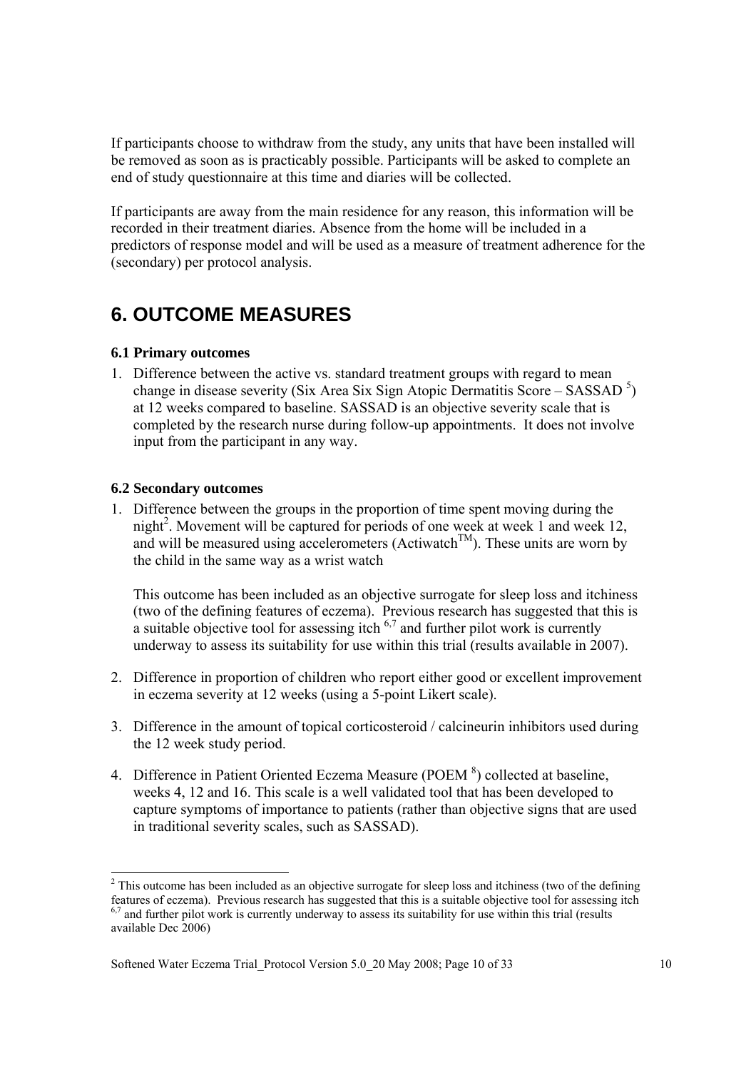If participants choose to withdraw from the study, any units that have been installed will be removed as soon as is practicably possible. Participants will be asked to complete an end of study questionnaire at this time and diaries will be collected.

If participants are away from the main residence for any reason, this information will be recorded in their treatment diaries. Absence from the home will be included in a predictors of response model and will be used as a measure of treatment adherence for the (secondary) per protocol analysis.

# 6. OUTCOME MEASURES

### 6.1 Primary outcomes

1. Difference between the active vs. standard treatment groups with regard to mean change in disease severity (Six Area Six Sign Atopic Dermatitis Score – SASSAD [5]) at 12 weeks compared to baseline. SASSAD is an objective severity scale that is completed by the research nurse during follow-up appointments. It does not involve input from the participant in any way.

### 6.2 Secondary outcomes

1. Difference between the groups in the proportion of time spent moving during the night[2]. Movement will be captured for periods of one week at week 1 and week 12, and will be measured using accelerometers (Actiwatch™). These units are worn by the child in the same way as a wrist watch

   This outcome has been included as an objective surrogate for sleep loss and itchiness (two of the defining features of eczema). Previous research has suggested that this is a suitable objective tool for assessing itch [6,7] and further pilot work is currently underway to assess its suitability for use within this trial (results available in 2007).

2. Difference in proportion of children who report either good or excellent improvement in eczema severity at 12 weeks (using a 5-point Likert scale).

3. Difference in the amount of topical corticosteroid / calcineurin inhibitors used during the 12 week study period.

4. Difference in Patient Oriented Eczema Measure (POEM [8]) collected at baseline, weeks 4, 12 and 16. This scale is a well validated tool that has been developed to capture symptoms of importance to patients (rather than objective signs that are used in traditional severity scales, such as SASSAD).

---

[2] This outcome has been included as an objective surrogate for sleep loss and itchiness (two of the defining features of eczema). Previous research has suggested that this is a suitable objective tool for assessing itch [6,7] and further pilot work is currently underway to assess its suitability for use within this trial (results available Dec 2006)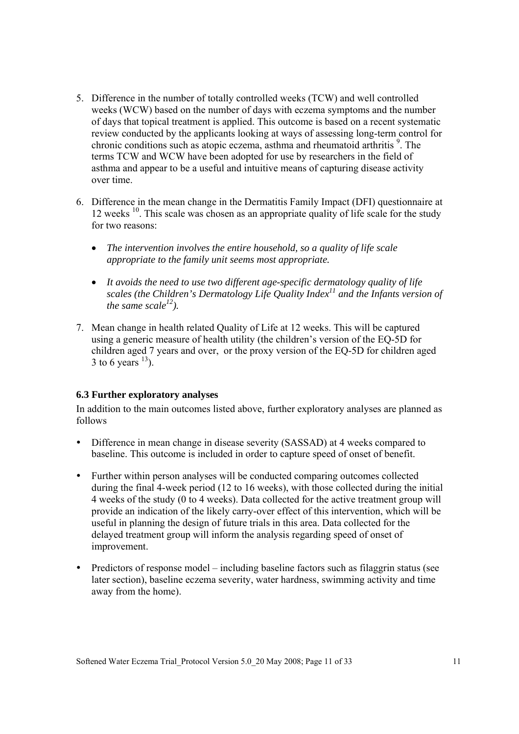5. Difference in the number of totally controlled weeks (TCW) and well controlled weeks (WCW) based on the number of days with eczema symptoms and the number of days that topical treatment is applied. This outcome is based on a recent systematic review conducted by the applicants looking at ways of assessing long-term control for chronic conditions such as atopic eczema, asthma and rheumatoid arthritis [9]. The terms TCW and WCW have been adopted for use by researchers in the field of asthma and appear to be a useful and intuitive means of capturing disease activity over time.

6. Difference in the mean change in the Dermatitis Family Impact (DFI) questionnaire at 12 weeks [10]. This scale was chosen as an appropriate quality of life scale for the study for two reasons:

   - *The intervention involves the entire household, so a quality of life scale appropriate to the family unit seems most appropriate.*
   - *It avoids the need to use two different age-specific dermatology quality of life scales (the Children's Dermatology Life Quality Index[11] and the Infants version of the same scale[12]).*

7. Mean change in health related Quality of Life at 12 weeks. This will be captured using a generic measure of health utility (the children's version of the EQ-5D for children aged 7 years and over, or the proxy version of the EQ-5D for children aged 3 to 6 years [13]).

### 6.3 Further exploratory analyses

In addition to the main outcomes listed above, further exploratory analyses are planned as follows

- Difference in mean change in disease severity (SASSAD) at 4 weeks compared to baseline. This outcome is included in order to capture speed of onset of benefit.
- Further within person analyses will be conducted comparing outcomes collected during the final 4-week period (12 to 16 weeks), with those collected during the initial 4 weeks of the study (0 to 4 weeks). Data collected for the active treatment group will provide an indication of the likely carry-over effect of this intervention, which will be useful in planning the design of future trials in this area. Data collected for the delayed treatment group will inform the analysis regarding speed of onset of improvement.
- Predictors of response model – including baseline factors such as filaggrin status (see later section), baseline eczema severity, water hardness, swimming activity and time away from the home).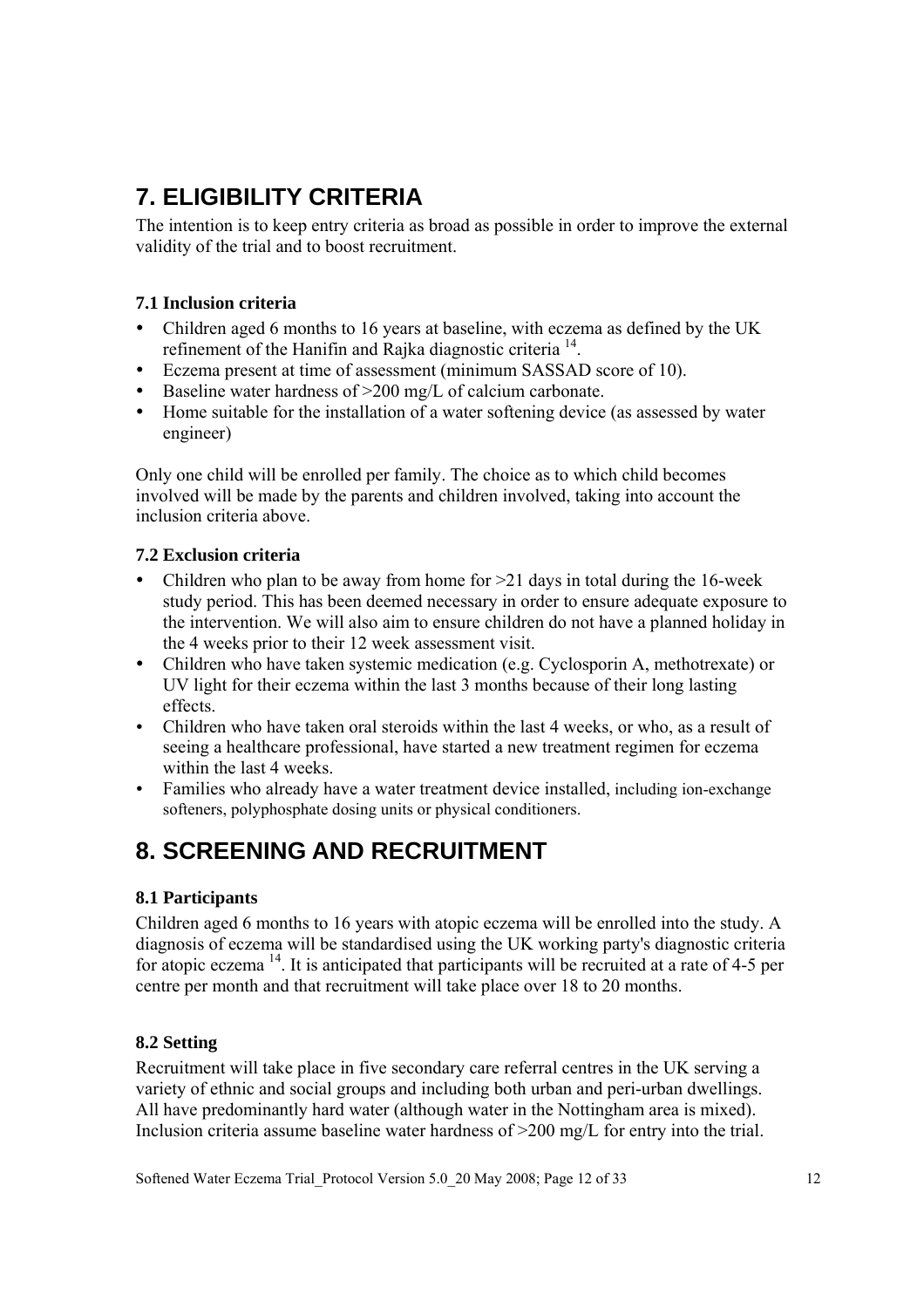# 7. ELIGIBILITY CRITERIA

The intention is to keep entry criteria as broad as possible in order to improve the external validity of the trial and to boost recruitment.

### 7.1 Inclusion criteria

- Children aged 6 months to 16 years at baseline, with eczema as defined by the UK refinement of the Hanifin and Rajka diagnostic criteria [14].
- Eczema present at time of assessment (minimum SASSAD score of 10).
- Baseline water hardness of >200 mg/L of calcium carbonate.
- Home suitable for the installation of a water softening device (as assessed by water engineer)

Only one child will be enrolled per family. The choice as to which child becomes involved will be made by the parents and children involved, taking into account the inclusion criteria above.

### 7.2 Exclusion criteria

- Children who plan to be away from home for >21 days in total during the 16-week study period. This has been deemed necessary in order to ensure adequate exposure to the intervention. We will also aim to ensure children do not have a planned holiday in the 4 weeks prior to their 12 week assessment visit.
- Children who have taken systemic medication (e.g. Cyclosporin A, methotrexate) or UV light for their eczema within the last 3 months because of their long lasting effects.
- Children who have taken oral steroids within the last 4 weeks, or who, as a result of seeing a healthcare professional, have started a new treatment regimen for eczema within the last 4 weeks.
- Families who already have a water treatment device installed, including ion-exchange softeners, polyphosphate dosing units or physical conditioners.

# 8. SCREENING AND RECRUITMENT

### 8.1 Participants

Children aged 6 months to 16 years with atopic eczema will be enrolled into the study. A diagnosis of eczema will be standardised using the UK working party's diagnostic criteria for atopic eczema [14]. It is anticipated that participants will be recruited at a rate of 4-5 per centre per month and that recruitment will take place over 18 to 20 months.

### 8.2 Setting

Recruitment will take place in five secondary care referral centres in the UK serving a variety of ethnic and social groups and including both urban and peri-urban dwellings. All have predominantly hard water (although water in the Nottingham area is mixed). Inclusion criteria assume baseline water hardness of >200 mg/L for entry into the trial.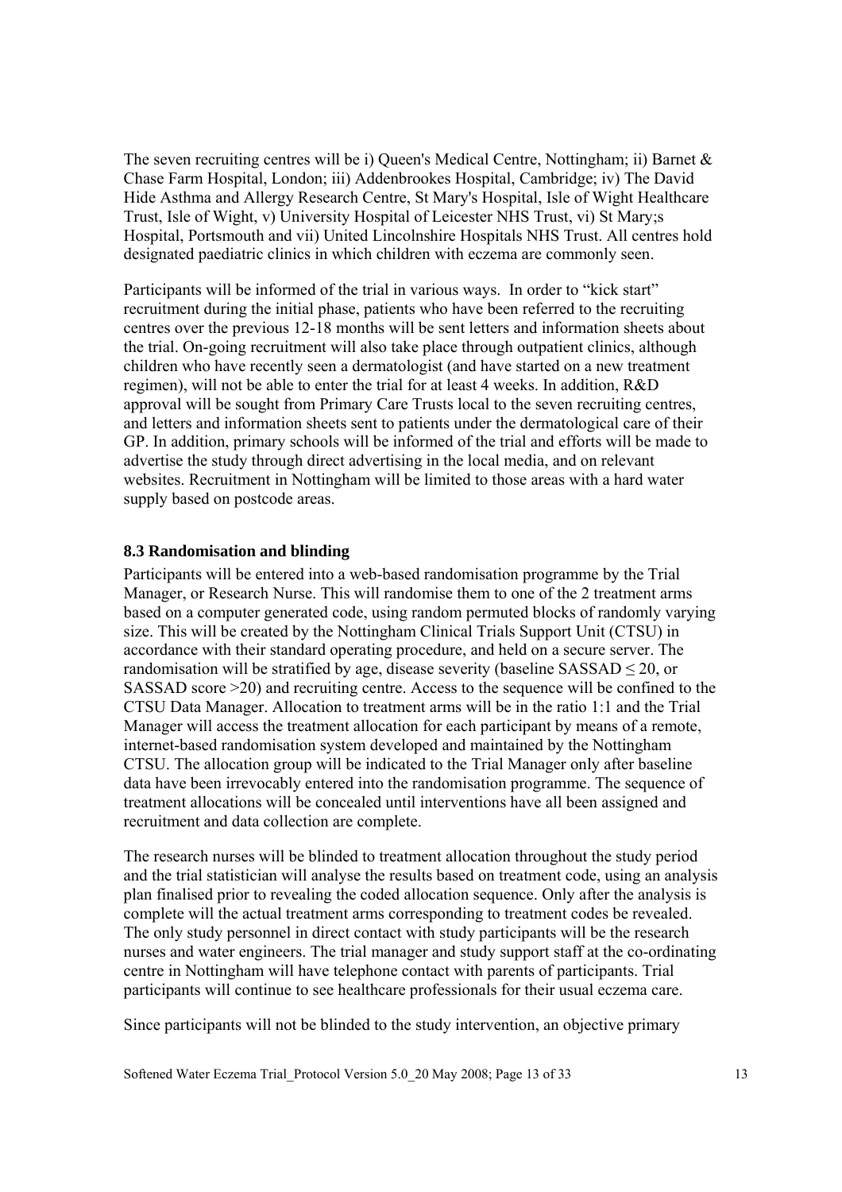The seven recruiting centres will be i) Queen's Medical Centre, Nottingham; ii) Barnet & Chase Farm Hospital, London; iii) Addenbrookes Hospital, Cambridge; iv) The David Hide Asthma and Allergy Research Centre, St Mary's Hospital, Isle of Wight Healthcare Trust, Isle of Wight, v) University Hospital of Leicester NHS Trust, vi) St Mary;s Hospital, Portsmouth and vii) United Lincolnshire Hospitals NHS Trust. All centres hold designated paediatric clinics in which children with eczema are commonly seen.

Participants will be informed of the trial in various ways. In order to "kick start" recruitment during the initial phase, patients who have been referred to the recruiting centres over the previous 12-18 months will be sent letters and information sheets about the trial. On-going recruitment will also take place through outpatient clinics, although children who have recently seen a dermatologist (and have started on a new treatment regimen), will not be able to enter the trial for at least 4 weeks. In addition, R&D approval will be sought from Primary Care Trusts local to the seven recruiting centres, and letters and information sheets sent to patients under the dermatological care of their GP. In addition, primary schools will be informed of the trial and efforts will be made to advertise the study through direct advertising in the local media, and on relevant websites. Recruitment in Nottingham will be limited to those areas with a hard water supply based on postcode areas.

### 8.3 Randomisation and blinding

Participants will be entered into a web-based randomisation programme by the Trial Manager, or Research Nurse. This will randomise them to one of the 2 treatment arms based on a computer generated code, using random permuted blocks of randomly varying size. This will be created by the Nottingham Clinical Trials Support Unit (CTSU) in accordance with their standard operating procedure, and held on a secure server. The randomisation will be stratified by age, disease severity (baseline SASSAD $\leq 20$, or SASSAD score $>20$) and recruiting centre. Access to the sequence will be confined to the CTSU Data Manager. Allocation to treatment arms will be in the ratio 1:1 and the Trial Manager will access the treatment allocation for each participant by means of a remote, internet-based randomisation system developed and maintained by the Nottingham CTSU. The allocation group will be indicated to the Trial Manager only after baseline data have been irrevocably entered into the randomisation programme. The sequence of treatment allocations will be concealed until interventions have all been assigned and recruitment and data collection are complete.

The research nurses will be blinded to treatment allocation throughout the study period and the trial statistician will analyse the results based on treatment code, using an analysis plan finalised prior to revealing the coded allocation sequence. Only after the analysis is complete will the actual treatment arms corresponding to treatment codes be revealed. The only study personnel in direct contact with study participants will be the research nurses and water engineers. The trial manager and study support staff at the co-ordinating centre in Nottingham will have telephone contact with parents of participants. Trial participants will continue to see healthcare professionals for their usual eczema care.

Since participants will not be blinded to the study intervention, an objective primary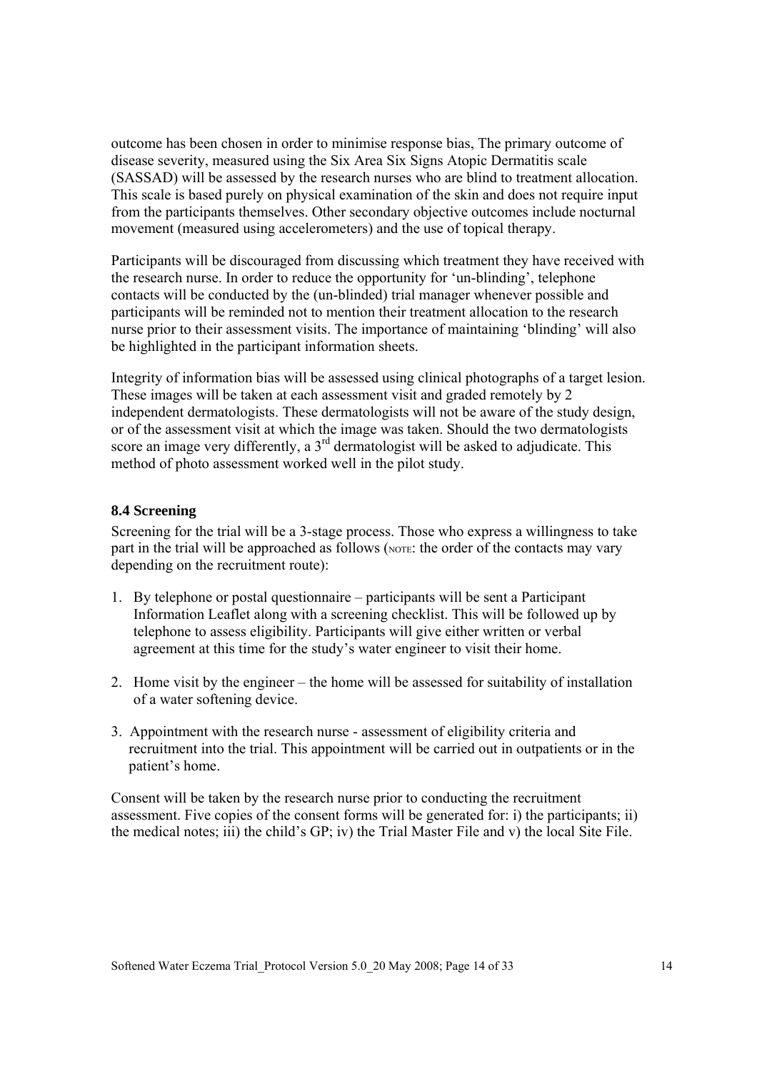outcome has been chosen in order to minimise response bias, The primary outcome of disease severity, measured using the Six Area Six Signs Atopic Dermatitis scale (SASSAD) will be assessed by the research nurses who are blind to treatment allocation. This scale is based purely on physical examination of the skin and does not require input from the participants themselves. Other secondary objective outcomes include nocturnal movement (measured using accelerometers) and the use of topical therapy.

Participants will be discouraged from discussing which treatment they have received with the research nurse. In order to reduce the opportunity for 'un-blinding', telephone contacts will be conducted by the (un-blinded) trial manager whenever possible and participants will be reminded not to mention their treatment allocation to the research nurse prior to their assessment visits. The importance of maintaining 'blinding' will also be highlighted in the participant information sheets.

Integrity of information bias will be assessed using clinical photographs of a target lesion. These images will be taken at each assessment visit and graded remotely by 2 independent dermatologists. These dermatologists will not be aware of the study design, or of the assessment visit at which the image was taken. Should the two dermatologists score an image very differently, a 3rd dermatologist will be asked to adjudicate. This method of photo assessment worked well in the pilot study.

### 8.4 Screening

Screening for the trial will be a 3-stage process. Those who express a willingness to take part in the trial will be approached as follows (NOTE: the order of the contacts may vary depending on the recruitment route):

1. By telephone or postal questionnaire – participants will be sent a Participant Information Leaflet along with a screening checklist. This will be followed up by telephone to assess eligibility. Participants will give either written or verbal agreement at this time for the study's water engineer to visit their home.

2. Home visit by the engineer – the home will be assessed for suitability of installation of a water softening device.

3. Appointment with the research nurse - assessment of eligibility criteria and recruitment into the trial. This appointment will be carried out in outpatients or in the patient's home.

Consent will be taken by the research nurse prior to conducting the recruitment assessment. Five copies of the consent forms will be generated for: i) the participants; ii) the medical notes; iii) the child's GP; iv) the Trial Master File and v) the local Site File.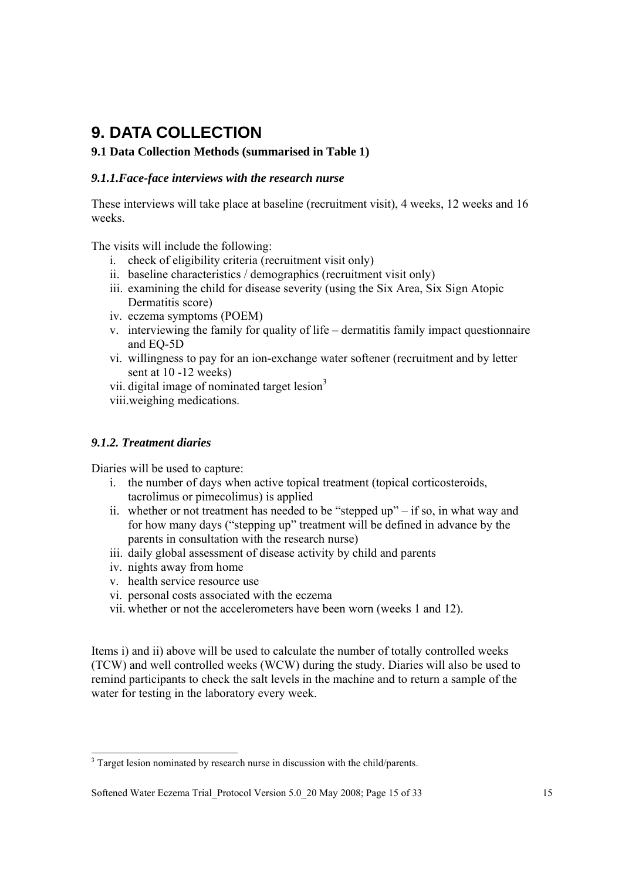# 9. DATA COLLECTION

### 9.1 Data Collection Methods (summarised in Table 1)

#### *9.1.1.Face-face interviews with the research nurse*

These interviews will take place at baseline (recruitment visit), 4 weeks, 12 weeks and 16 weeks.

The visits will include the following:

i. check of eligibility criteria (recruitment visit only)
ii. baseline characteristics / demographics (recruitment visit only)
iii. examining the child for disease severity (using the Six Area, Six Sign Atopic Dermatitis score)
iv. eczema symptoms (POEM)
v. interviewing the family for quality of life – dermatitis family impact questionnaire and EQ-5D
vi. willingness to pay for an ion-exchange water softener (recruitment and by letter sent at 10 -12 weeks)
vii. digital image of nominated target lesion[3]
viii. weighing medications.

#### *9.1.2. Treatment diaries*

Diaries will be used to capture:

i. the number of days when active topical treatment (topical corticosteroids, tacrolimus or pimecolimus) is applied
ii. whether or not treatment has needed to be "stepped up" – if so, in what way and for how many days ("stepping up" treatment will be defined in advance by the parents in consultation with the research nurse)
iii. daily global assessment of disease activity by child and parents
iv. nights away from home
v. health service resource use
vi. personal costs associated with the eczema
vii. whether or not the accelerometers have been worn (weeks 1 and 12).

Items i) and ii) above will be used to calculate the number of totally controlled weeks (TCW) and well controlled weeks (WCW) during the study. Diaries will also be used to remind participants to check the salt levels in the machine and to return a sample of the water for testing in the laboratory every week.

---

[3] Target lesion nominated by research nurse in discussion with the child/parents.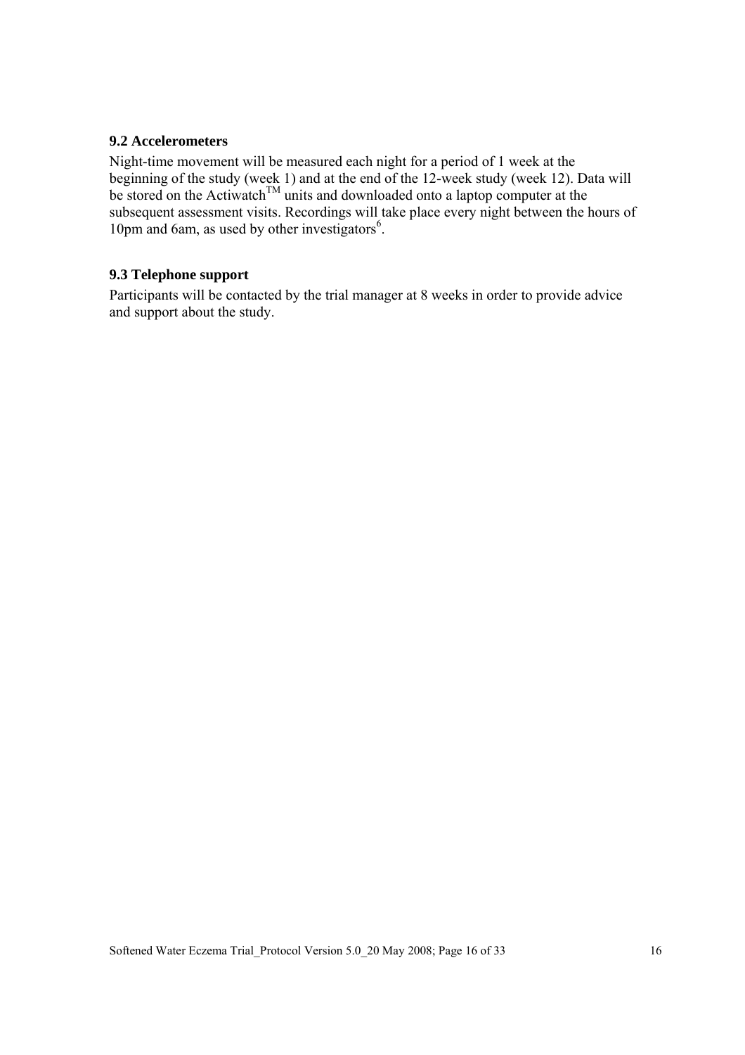### 9.2 Accelerometers

Night-time movement will be measured each night for a period of 1 week at the beginning of the study (week 1) and at the end of the 12-week study (week 12). Data will be stored on the Actiwatch™ units and downloaded onto a laptop computer at the subsequent assessment visits. Recordings will take place every night between the hours of 10pm and 6am, as used by other investigators[6].

### 9.3 Telephone support

Participants will be contacted by the trial manager at 8 weeks in order to provide advice and support about the study.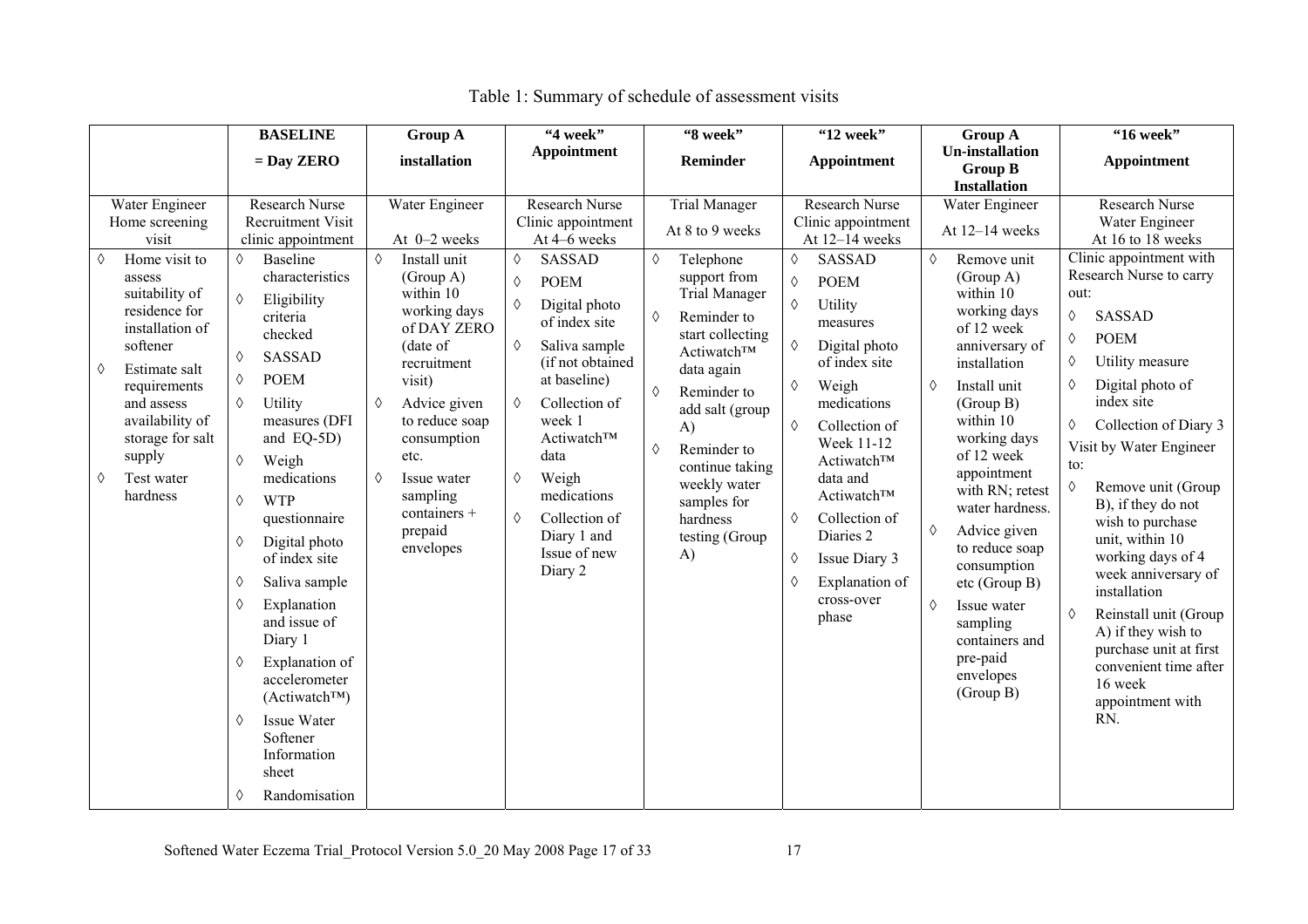Table 1: Summary of schedule of assessment visits

| | **BASELINE = Day ZERO** | **Group A installation** | **"4 week" Appointment** | **"8 week" Reminder** | **"12 week" Appointment** | **Group A Un-installation Group B Installation** | **"16 week" Appointment** |
|---|---|---|---|---|---|---|---|
| Water Engineer Home screening visit | Research Nurse Recruitment Visit clinic appointment | Water Engineer At 0–2 weeks | Research Nurse Clinic appointment At 4–6 weeks | Trial Manager At 8 to 9 weeks | Research Nurse Clinic appointment At 12–14 weeks | Water Engineer At 12–14 weeks | Research Nurse Water Engineer At 16 to 18 weeks |
| ◊ Home visit to assess suitability of residence for installation of softener<br>◊ Estimate salt requirements and assess availability of storage for salt supply<br>◊ Test water hardness | ◊ Baseline characteristics<br>◊ Eligibility criteria checked<br>◊ SASSAD<br>◊ POEM<br>◊ Utility measures (DFI and EQ-5D)<br>◊ Weigh medications<br>◊ WTP questionnaire<br>◊ Digital photo of index site<br>◊ Saliva sample<br>◊ Explanation and issue of Diary 1<br>◊ Explanation of accelerometer (Actiwatch™)<br>◊ Issue Water Softener Information sheet<br>◊ Randomisation | ◊ Install unit (Group A) within 10 working days of DAY ZERO (date of recruitment visit)<br>◊ Advice given to reduce soap consumption etc.<br>◊ Issue water sampling containers + prepaid envelopes | ◊ SASSAD<br>◊ POEM<br>◊ Digital photo of index site<br>◊ Saliva sample (if not obtained at baseline)<br>◊ Collection of week 1 Actiwatch™ data<br>◊ Weigh medications<br>◊ Collection of Diary 1 and Issue of new Diary 2 | ◊ Telephone support from Trial Manager<br>◊ Reminder to start collecting Actiwatch™ data again<br>◊ Reminder to add salt (group A)<br>◊ Reminder to continue taking weekly water samples for hardness testing (Group A) | ◊ SASSAD<br>◊ POEM<br>◊ Utility measures<br>◊ Digital photo of index site<br>◊ Weigh medications<br>◊ Collection of Week 11-12 Actiwatch™ data and Actiwatch™<br>◊ Collection of Diaries 2<br>◊ Issue Diary 3<br>◊ Explanation of cross-over phase | ◊ Remove unit (Group A) within 10 working days of 12 week anniversary of installation<br>◊ Install unit (Group B) within 10 working days of 12 week appointment with RN; retest water hardness.<br>◊ Advice given to reduce soap consumption etc (Group B)<br>◊ Issue water sampling containers and pre-paid envelopes (Group B) | Clinic appointment with Research Nurse to carry out:<br>◊ SASSAD<br>◊ POEM<br>◊ Utility measure<br>◊ Digital photo of index site<br>◊ Collection of Diary 3<br>Visit by Water Engineer to:<br>◊ Remove unit (Group B), if they do not wish to purchase unit, within 10 working days of 4 week anniversary of installation<br>◊ Reinstall unit (Group A) if they wish to purchase unit at first convenient time after 16 week appointment with RN. |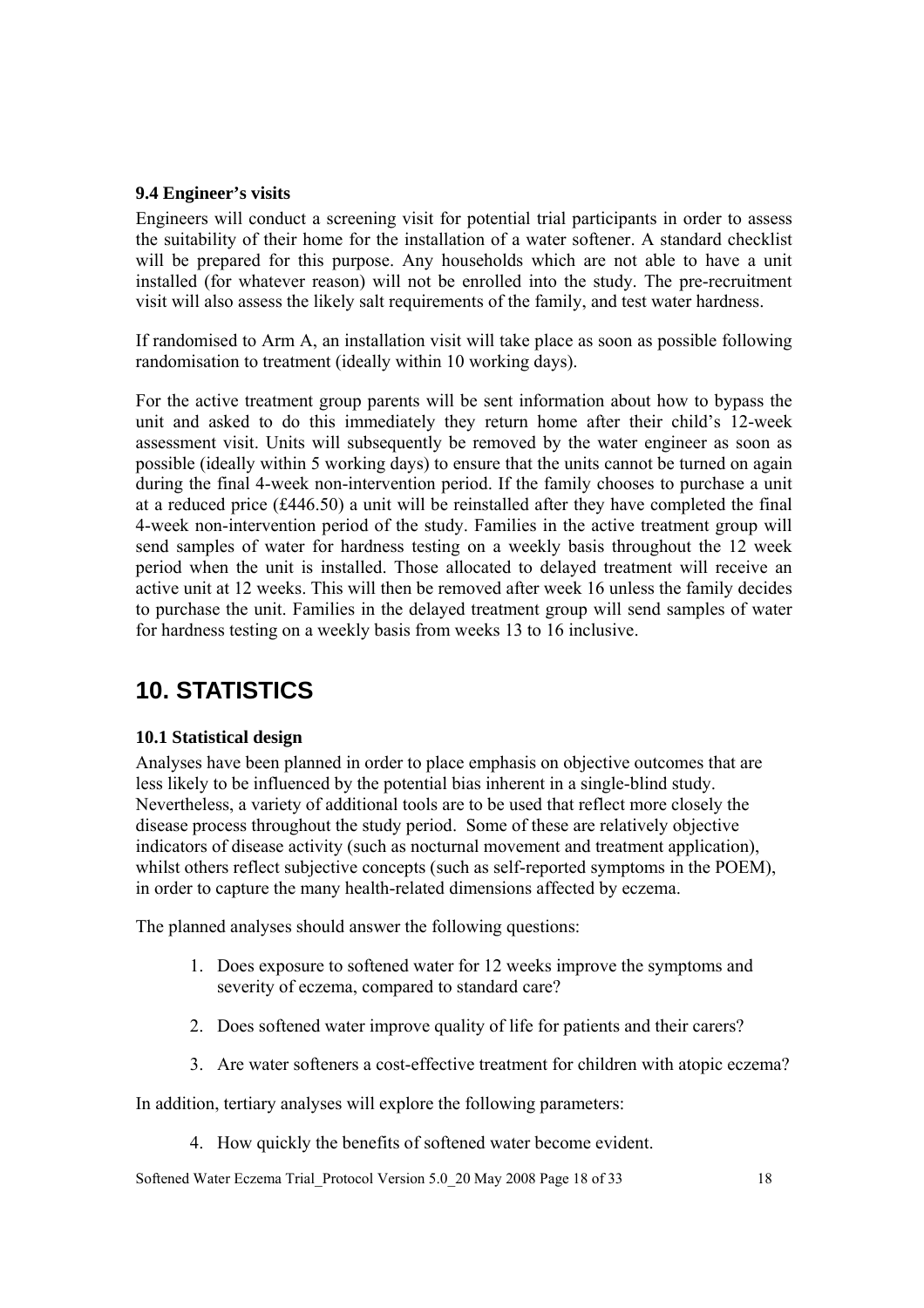### 9.4 Engineer's visits

Engineers will conduct a screening visit for potential trial participants in order to assess the suitability of their home for the installation of a water softener. A standard checklist will be prepared for this purpose. Any households which are not able to have a unit installed (for whatever reason) will not be enrolled into the study. The pre-recruitment visit will also assess the likely salt requirements of the family, and test water hardness.

If randomised to Arm A, an installation visit will take place as soon as possible following randomisation to treatment (ideally within 10 working days).

For the active treatment group parents will be sent information about how to bypass the unit and asked to do this immediately they return home after their child's 12-week assessment visit. Units will subsequently be removed by the water engineer as soon as possible (ideally within 5 working days) to ensure that the units cannot be turned on again during the final 4-week non-intervention period. If the family chooses to purchase a unit at a reduced price (£446.50) a unit will be reinstalled after they have completed the final 4-week non-intervention period of the study. Families in the active treatment group will send samples of water for hardness testing on a weekly basis throughout the 12 week period when the unit is installed. Those allocated to delayed treatment will receive an active unit at 12 weeks. This will then be removed after week 16 unless the family decides to purchase the unit. Families in the delayed treatment group will send samples of water for hardness testing on a weekly basis from weeks 13 to 16 inclusive.

# 10. STATISTICS

### 10.1 Statistical design

Analyses have been planned in order to place emphasis on objective outcomes that are less likely to be influenced by the potential bias inherent in a single-blind study. Nevertheless, a variety of additional tools are to be used that reflect more closely the disease process throughout the study period. Some of these are relatively objective indicators of disease activity (such as nocturnal movement and treatment application), whilst others reflect subjective concepts (such as self-reported symptoms in the POEM), in order to capture the many health-related dimensions affected by eczema.

The planned analyses should answer the following questions:

1. Does exposure to softened water for 12 weeks improve the symptoms and severity of eczema, compared to standard care?

2. Does softened water improve quality of life for patients and their carers?

3. Are water softeners a cost-effective treatment for children with atopic eczema?

In addition, tertiary analyses will explore the following parameters:

4. How quickly the benefits of softened water become evident.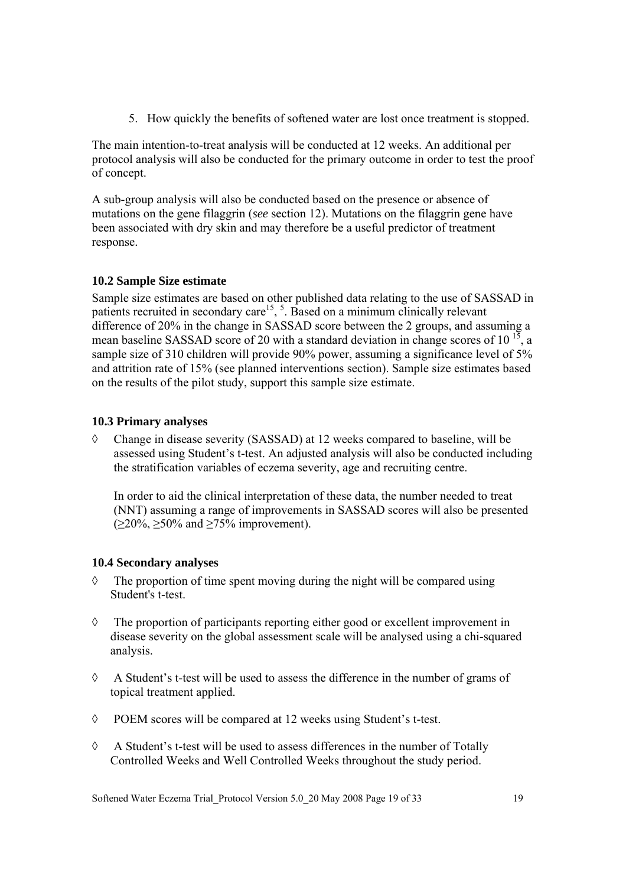5. How quickly the benefits of softened water are lost once treatment is stopped.

The main intention-to-treat analysis will be conducted at 12 weeks. An additional per protocol analysis will also be conducted for the primary outcome in order to test the proof of concept.

A sub-group analysis will also be conducted based on the presence or absence of mutations on the gene filaggrin (*see* section 12). Mutations on the filaggrin gene have been associated with dry skin and may therefore be a useful predictor of treatment response.

### 10.2 Sample Size estimate

Sample size estimates are based on other published data relating to the use of SASSAD in patients recruited in secondary care[15], [5]. Based on a minimum clinically relevant difference of 20% in the change in SASSAD score between the 2 groups, and assuming a mean baseline SASSAD score of 20 with a standard deviation in change scores of 10 [15], a sample size of 310 children will provide 90% power, assuming a significance level of 5% and attrition rate of 15% (see planned interventions section). Sample size estimates based on the results of the pilot study, support this sample size estimate.

### 10.3 Primary analyses

◊ Change in disease severity (SASSAD) at 12 weeks compared to baseline, will be assessed using Student's t-test. An adjusted analysis will also be conducted including the stratification variables of eczema severity, age and recruiting centre.

  In order to aid the clinical interpretation of these data, the number needed to treat (NNT) assuming a range of improvements in SASSAD scores will also be presented (≥20%, ≥50% and ≥75% improvement).

### 10.4 Secondary analyses

◊ The proportion of time spent moving during the night will be compared using Student's t-test.

◊ The proportion of participants reporting either good or excellent improvement in disease severity on the global assessment scale will be analysed using a chi-squared analysis.

◊ A Student's t-test will be used to assess the difference in the number of grams of topical treatment applied.

◊ POEM scores will be compared at 12 weeks using Student's t-test.

◊ A Student's t-test will be used to assess differences in the number of Totally Controlled Weeks and Well Controlled Weeks throughout the study period.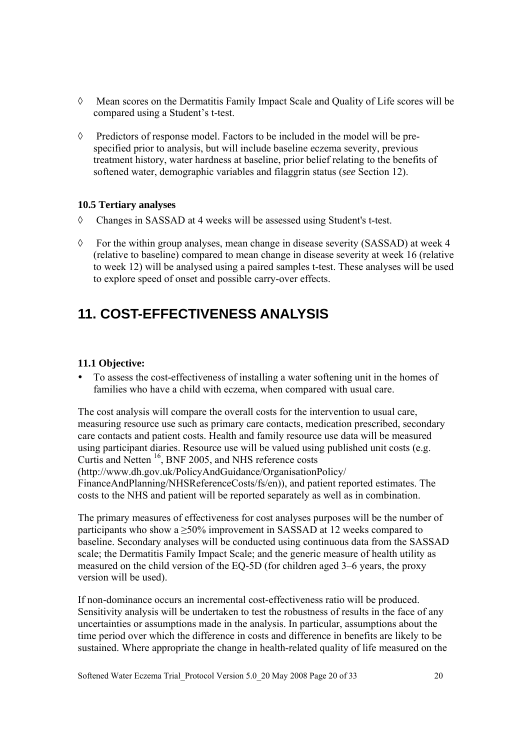- ◊ Mean scores on the Dermatitis Family Impact Scale and Quality of Life scores will be compared using a Student's t-test.
- ◊ Predictors of response model. Factors to be included in the model will be pre-specified prior to analysis, but will include baseline eczema severity, previous treatment history, water hardness at baseline, prior belief relating to the benefits of softened water, demographic variables and filaggrin status (*see* Section 12).

### 10.5 Tertiary analyses

- ◊ Changes in SASSAD at 4 weeks will be assessed using Student's t-test.
- ◊ For the within group analyses, mean change in disease severity (SASSAD) at week 4 (relative to baseline) compared to mean change in disease severity at week 16 (relative to week 12) will be analysed using a paired samples t-test. These analyses will be used to explore speed of onset and possible carry-over effects.

# 11. COST-EFFECTIVENESS ANALYSIS

### 11.1 Objective:

- To assess the cost-effectiveness of installing a water softening unit in the homes of families who have a child with eczema, when compared with usual care.

The cost analysis will compare the overall costs for the intervention to usual care, measuring resource use such as primary care contacts, medication prescribed, secondary care contacts and patient costs. Health and family resource use data will be measured using participant diaries. Resource use will be valued using published unit costs (e.g. Curtis and Netten [16], BNF 2005, and NHS reference costs (http://www.dh.gov.uk/PolicyAndGuidance/OrganisationPolicy/FinanceAndPlanning/NHSReferenceCosts/fs/en)), and patient reported estimates. The costs to the NHS and patient will be reported separately as well as in combination.

The primary measures of effectiveness for cost analyses purposes will be the number of participants who show a ≥50% improvement in SASSAD at 12 weeks compared to baseline. Secondary analyses will be conducted using continuous data from the SASSAD scale; the Dermatitis Family Impact Scale; and the generic measure of health utility as measured on the child version of the EQ-5D (for children aged 3–6 years, the proxy version will be used).

If non-dominance occurs an incremental cost-effectiveness ratio will be produced. Sensitivity analysis will be undertaken to test the robustness of results in the face of any uncertainties or assumptions made in the analysis. In particular, assumptions about the time period over which the difference in costs and difference in benefits are likely to be sustained. Where appropriate the change in health-related quality of life measured on the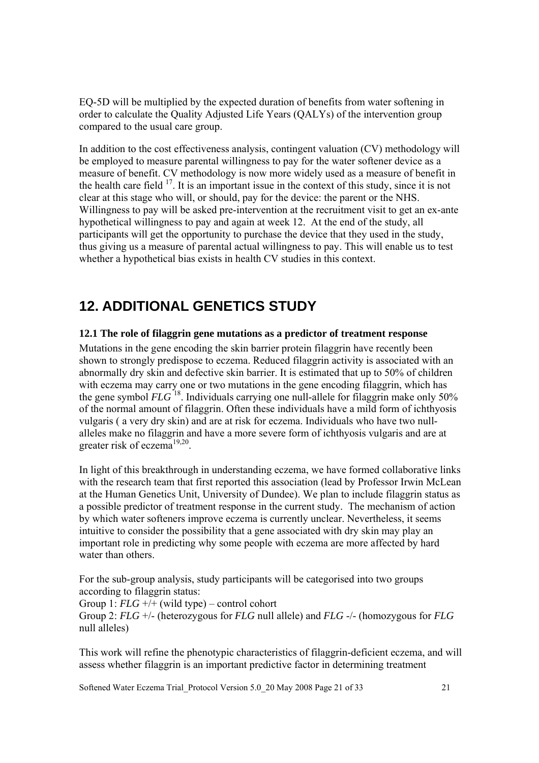EQ-5D will be multiplied by the expected duration of benefits from water softening in order to calculate the Quality Adjusted Life Years (QALYs) of the intervention group compared to the usual care group.

In addition to the cost effectiveness analysis, contingent valuation (CV) methodology will be employed to measure parental willingness to pay for the water softener device as a measure of benefit. CV methodology is now more widely used as a measure of benefit in the health care field [17]. It is an important issue in the context of this study, since it is not clear at this stage who will, or should, pay for the device: the parent or the NHS. Willingness to pay will be asked pre-intervention at the recruitment visit to get an ex-ante hypothetical willingness to pay and again at week 12. At the end of the study, all participants will get the opportunity to purchase the device that they used in the study, thus giving us a measure of parental actual willingness to pay. This will enable us to test whether a hypothetical bias exists in health CV studies in this context.

# 12. ADDITIONAL GENETICS STUDY

### 12.1 The role of filaggrin gene mutations as a predictor of treatment response

Mutations in the gene encoding the skin barrier protein filaggrin have recently been shown to strongly predispose to eczema. Reduced filaggrin activity is associated with an abnormally dry skin and defective skin barrier. It is estimated that up to 50% of children with eczema may carry one or two mutations in the gene encoding filaggrin, which has the gene symbol *FLG* [18]. Individuals carrying one null-allele for filaggrin make only 50% of the normal amount of filaggrin. Often these individuals have a mild form of ichthyosis vulgaris ( a very dry skin) and are at risk for eczema. Individuals who have two null-alleles make no filaggrin and have a more severe form of ichthyosis vulgaris and are at greater risk of eczema[19,20].

In light of this breakthrough in understanding eczema, we have formed collaborative links with the research team that first reported this association (lead by Professor Irwin McLean at the Human Genetics Unit, University of Dundee). We plan to include filaggrin status as a possible predictor of treatment response in the current study. The mechanism of action by which water softeners improve eczema is currently unclear. Nevertheless, it seems intuitive to consider the possibility that a gene associated with dry skin may play an important role in predicting why some people with eczema are more affected by hard water than others.

For the sub-group analysis, study participants will be categorised into two groups according to filaggrin status:
Group 1: *FLG* +/+ (wild type) – control cohort
Group 2: *FLG* +/- (heterozygous for *FLG* null allele) and *FLG* -/- (homozygous for *FLG* null alleles)

This work will refine the phenotypic characteristics of filaggrin-deficient eczema, and will assess whether filaggrin is an important predictive factor in determining treatment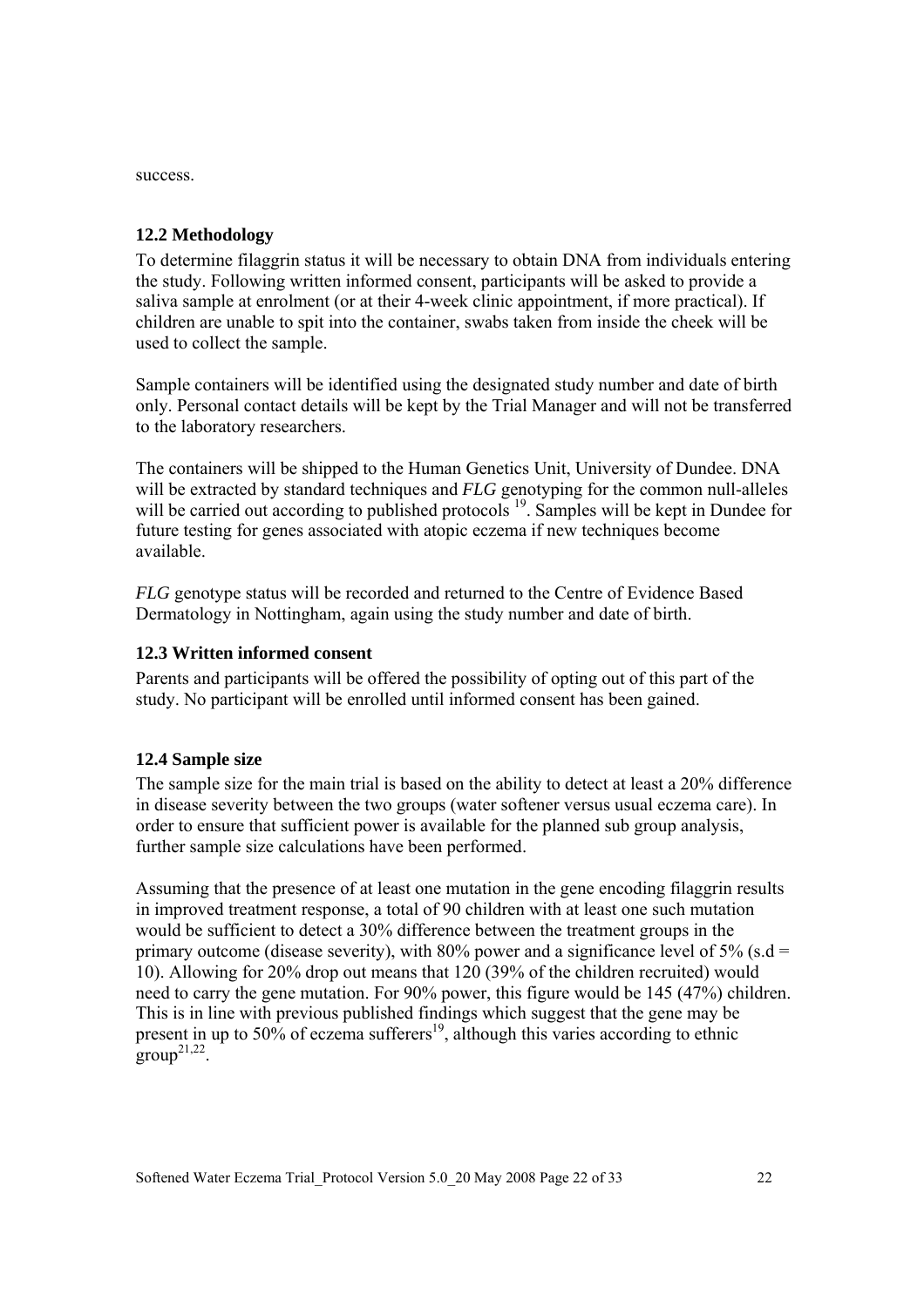success.

### 12.2 Methodology

To determine filaggrin status it will be necessary to obtain DNA from individuals entering the study. Following written informed consent, participants will be asked to provide a saliva sample at enrolment (or at their 4-week clinic appointment, if more practical). If children are unable to spit into the container, swabs taken from inside the cheek will be used to collect the sample.

Sample containers will be identified using the designated study number and date of birth only. Personal contact details will be kept by the Trial Manager and will not be transferred to the laboratory researchers.

The containers will be shipped to the Human Genetics Unit, University of Dundee. DNA will be extracted by standard techniques and *FLG* genotyping for the common null-alleles will be carried out according to published protocols [19]. Samples will be kept in Dundee for future testing for genes associated with atopic eczema if new techniques become available.

*FLG* genotype status will be recorded and returned to the Centre of Evidence Based Dermatology in Nottingham, again using the study number and date of birth.

### 12.3 Written informed consent

Parents and participants will be offered the possibility of opting out of this part of the study. No participant will be enrolled until informed consent has been gained.

### 12.4 Sample size

The sample size for the main trial is based on the ability to detect at least a 20% difference in disease severity between the two groups (water softener versus usual eczema care). In order to ensure that sufficient power is available for the planned sub group analysis, further sample size calculations have been performed.

Assuming that the presence of at least one mutation in the gene encoding filaggrin results in improved treatment response, a total of 90 children with at least one such mutation would be sufficient to detect a 30% difference between the treatment groups in the primary outcome (disease severity), with 80% power and a significance level of 5% (s.d = 10). Allowing for 20% drop out means that 120 (39% of the children recruited) would need to carry the gene mutation. For 90% power, this figure would be 145 (47%) children. This is in line with previous published findings which suggest that the gene may be present in up to 50% of eczema sufferers[19], although this varies according to ethnic group[21,22].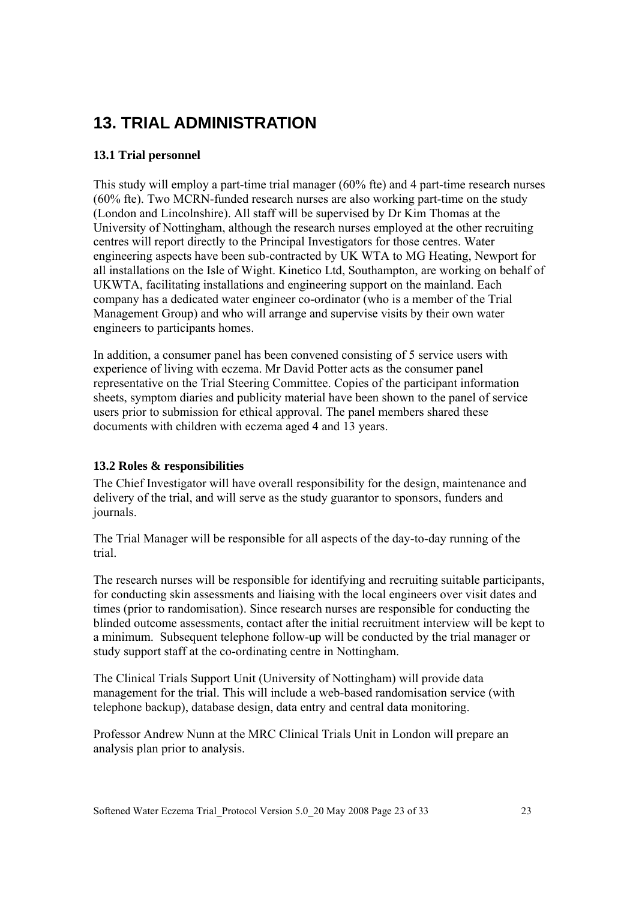# 13. TRIAL ADMINISTRATION

### 13.1 Trial personnel

This study will employ a part-time trial manager (60% fte) and 4 part-time research nurses (60% fte). Two MCRN-funded research nurses are also working part-time on the study (London and Lincolnshire). All staff will be supervised by Dr Kim Thomas at the University of Nottingham, although the research nurses employed at the other recruiting centres will report directly to the Principal Investigators for those centres. Water engineering aspects have been sub-contracted by UK WTA to MG Heating, Newport for all installations on the Isle of Wight. Kinetico Ltd, Southampton, are working on behalf of UKWTA, facilitating installations and engineering support on the mainland. Each company has a dedicated water engineer co-ordinator (who is a member of the Trial Management Group) and who will arrange and supervise visits by their own water engineers to participants homes.

In addition, a consumer panel has been convened consisting of 5 service users with experience of living with eczema. Mr David Potter acts as the consumer panel representative on the Trial Steering Committee. Copies of the participant information sheets, symptom diaries and publicity material have been shown to the panel of service users prior to submission for ethical approval. The panel members shared these documents with children with eczema aged 4 and 13 years.

### 13.2 Roles & responsibilities

The Chief Investigator will have overall responsibility for the design, maintenance and delivery of the trial, and will serve as the study guarantor to sponsors, funders and journals.

The Trial Manager will be responsible for all aspects of the day-to-day running of the trial.

The research nurses will be responsible for identifying and recruiting suitable participants, for conducting skin assessments and liaising with the local engineers over visit dates and times (prior to randomisation). Since research nurses are responsible for conducting the blinded outcome assessments, contact after the initial recruitment interview will be kept to a minimum. Subsequent telephone follow-up will be conducted by the trial manager or study support staff at the co-ordinating centre in Nottingham.

The Clinical Trials Support Unit (University of Nottingham) will provide data management for the trial. This will include a web-based randomisation service (with telephone backup), database design, data entry and central data monitoring.

Professor Andrew Nunn at the MRC Clinical Trials Unit in London will prepare an analysis plan prior to analysis.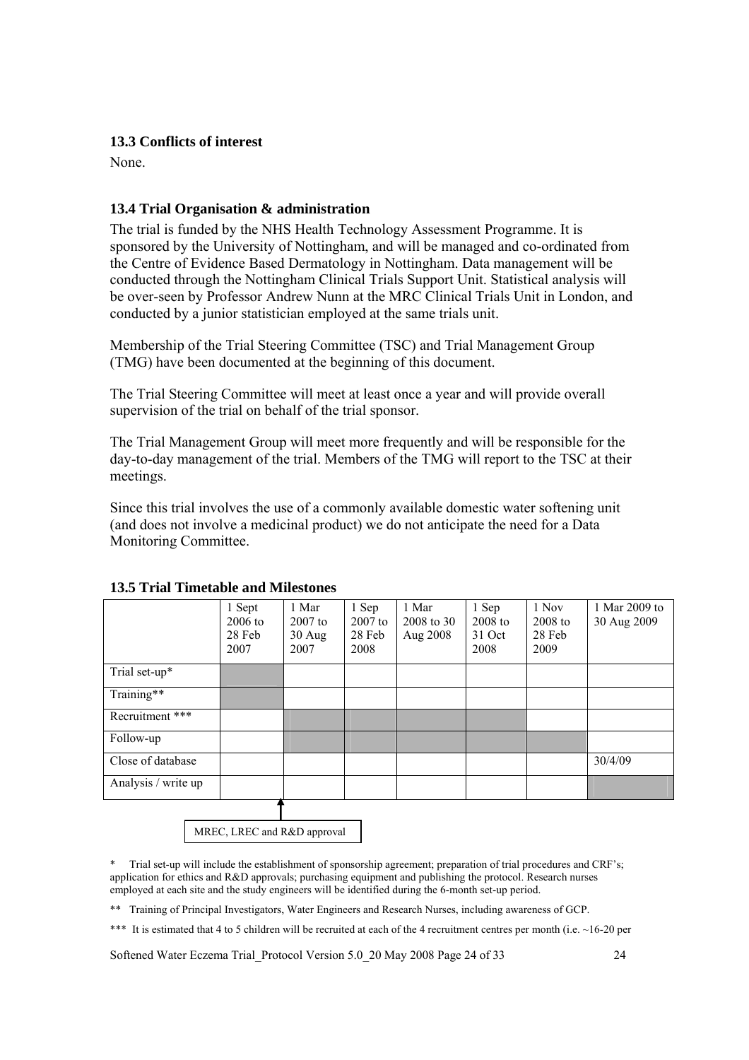### 13.3 Conflicts of interest

None.

### 13.4 Trial Organisation & administration

The trial is funded by the NHS Health Technology Assessment Programme. It is sponsored by the University of Nottingham, and will be managed and co-ordinated from the Centre of Evidence Based Dermatology in Nottingham. Data management will be conducted through the Nottingham Clinical Trials Support Unit. Statistical analysis will be over-seen by Professor Andrew Nunn at the MRC Clinical Trials Unit in London, and conducted by a junior statistician employed at the same trials unit.

Membership of the Trial Steering Committee (TSC) and Trial Management Group (TMG) have been documented at the beginning of this document.

The Trial Steering Committee will meet at least once a year and will provide overall supervision of the trial on behalf of the trial sponsor.

The Trial Management Group will meet more frequently and will be responsible for the day-to-day management of the trial. Members of the TMG will report to the TSC at their meetings.

Since this trial involves the use of a commonly available domestic water softening unit (and does not involve a medicinal product) we do not anticipate the need for a Data Monitoring Committee.

### 13.5 Trial Timetable and Milestones

| | 1 Sept 2006 to 28 Feb 2007 | 1 Mar 2007 to 30 Aug 2007 | 1 Sep 2007 to 28 Feb 2008 | 1 Mar 2008 to 30 Aug 2008 | 1 Sep 2008 to 31 Oct 2008 | 1 Nov 2008 to 28 Feb 2009 | 1 Mar 2009 to 30 Aug 2009 |
|---|---|---|---|---|---|---|---|
| Trial set-up* | ■ | | | | | | |
| Training** | ■ | | | | | | |
| Recruitment *** | | ■ | ■ | ■ | ■ | | |
| Follow-up | | ■ | ■ | ■ | ■ | ■ | |
| Close of database | | | | | | | 30/4/09 |
| Analysis / write up | | | | | | | ■ |

MREC, LREC and R&D approval

\* Trial set-up will include the establishment of sponsorship agreement; preparation of trial procedures and CRF's; application for ethics and R&D approvals; purchasing equipment and publishing the protocol. Research nurses employed at each site and the study engineers will be identified during the 6-month set-up period.

\** Training of Principal Investigators, Water Engineers and Research Nurses, including awareness of GCP.

\*** It is estimated that 4 to 5 children will be recruited at each of the 4 recruitment centres per month (i.e. ~16-20 per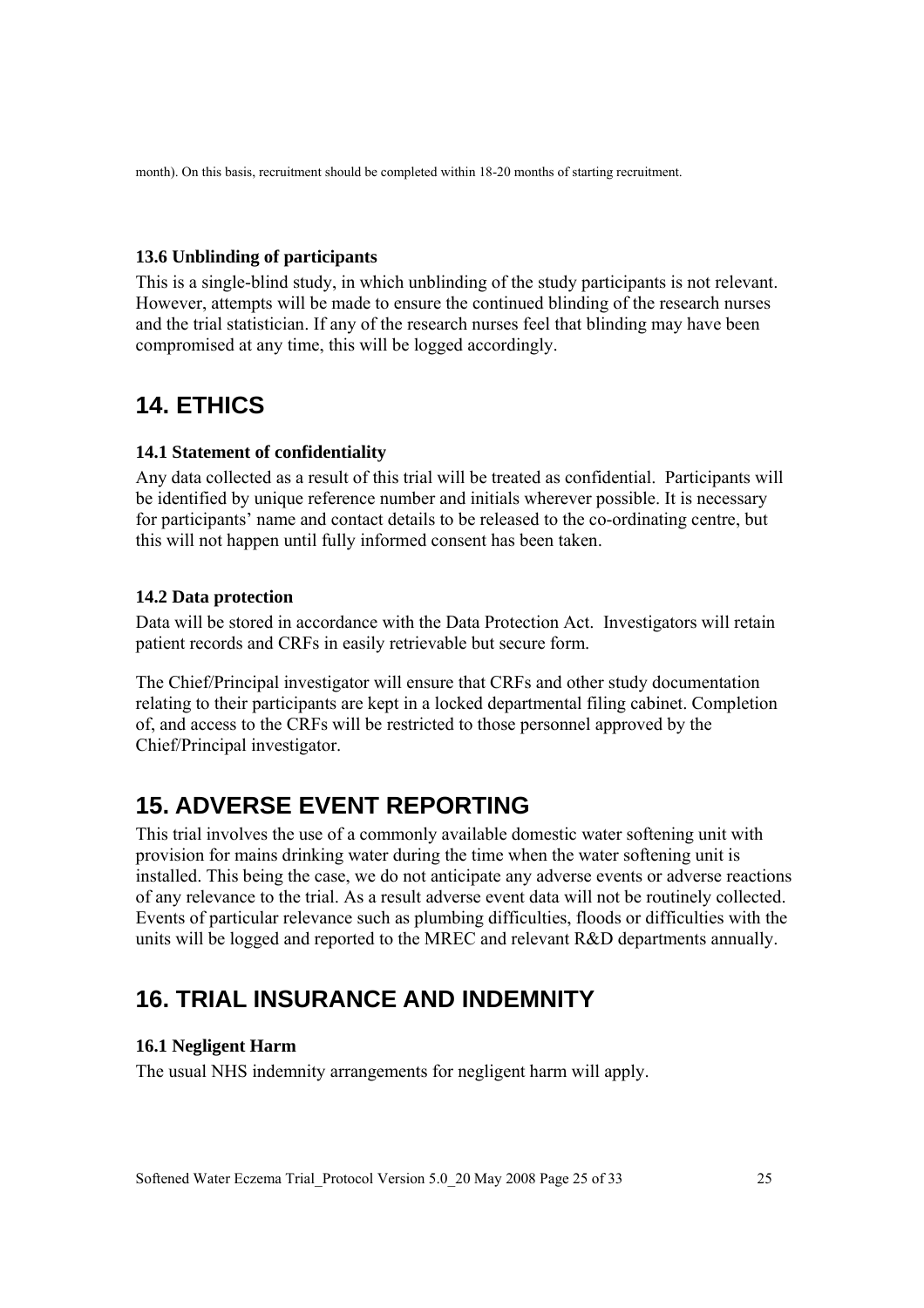month). On this basis, recruitment should be completed within 18-20 months of starting recruitment.

### 13.6 Unblinding of participants

This is a single-blind study, in which unblinding of the study participants is not relevant. However, attempts will be made to ensure the continued blinding of the research nurses and the trial statistician. If any of the research nurses feel that blinding may have been compromised at any time, this will be logged accordingly.

## 14. ETHICS

### 14.1 Statement of confidentiality

Any data collected as a result of this trial will be treated as confidential. Participants will be identified by unique reference number and initials wherever possible. It is necessary for participants' name and contact details to be released to the co-ordinating centre, but this will not happen until fully informed consent has been taken.

### 14.2 Data protection

Data will be stored in accordance with the Data Protection Act. Investigators will retain patient records and CRFs in easily retrievable but secure form.

The Chief/Principal investigator will ensure that CRFs and other study documentation relating to their participants are kept in a locked departmental filing cabinet. Completion of, and access to the CRFs will be restricted to those personnel approved by the Chief/Principal investigator.

## 15. ADVERSE EVENT REPORTING

This trial involves the use of a commonly available domestic water softening unit with provision for mains drinking water during the time when the water softening unit is installed. This being the case, we do not anticipate any adverse events or adverse reactions of any relevance to the trial. As a result adverse event data will not be routinely collected. Events of particular relevance such as plumbing difficulties, floods or difficulties with the units will be logged and reported to the MREC and relevant R&D departments annually.

## 16. TRIAL INSURANCE AND INDEMNITY

### 16.1 Negligent Harm

The usual NHS indemnity arrangements for negligent harm will apply.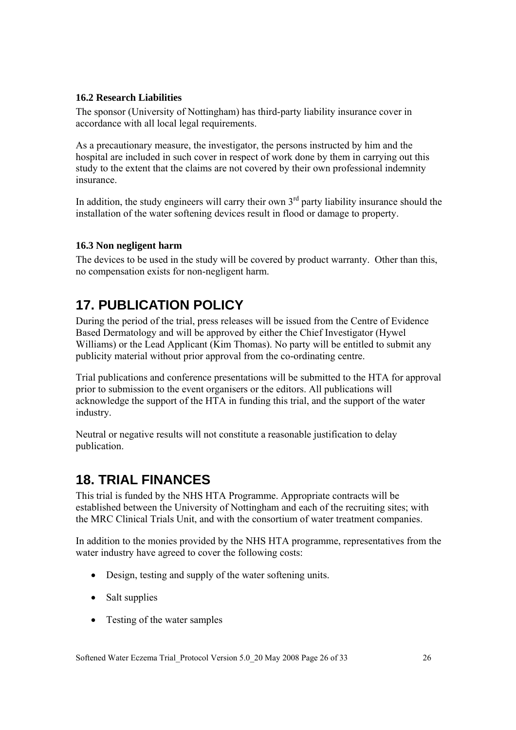### 16.2 Research Liabilities

The sponsor (University of Nottingham) has third-party liability insurance cover in accordance with all local legal requirements.

As a precautionary measure, the investigator, the persons instructed by him and the hospital are included in such cover in respect of work done by them in carrying out this study to the extent that the claims are not covered by their own professional indemnity insurance.

In addition, the study engineers will carry their own 3rd party liability insurance should the installation of the water softening devices result in flood or damage to property.

### 16.3 Non negligent harm

The devices to be used in the study will be covered by product warranty. Other than this, no compensation exists for non-negligent harm.

# 17. PUBLICATION POLICY

During the period of the trial, press releases will be issued from the Centre of Evidence Based Dermatology and will be approved by either the Chief Investigator (Hywel Williams) or the Lead Applicant (Kim Thomas). No party will be entitled to submit any publicity material without prior approval from the co-ordinating centre.

Trial publications and conference presentations will be submitted to the HTA for approval prior to submission to the event organisers or the editors. All publications will acknowledge the support of the HTA in funding this trial, and the support of the water industry.

Neutral or negative results will not constitute a reasonable justification to delay publication.

# 18. TRIAL FINANCES

This trial is funded by the NHS HTA Programme. Appropriate contracts will be established between the University of Nottingham and each of the recruiting sites; with the MRC Clinical Trials Unit, and with the consortium of water treatment companies.

In addition to the monies provided by the NHS HTA programme, representatives from the water industry have agreed to cover the following costs:

- Design, testing and supply of the water softening units.
- Salt supplies
- Testing of the water samples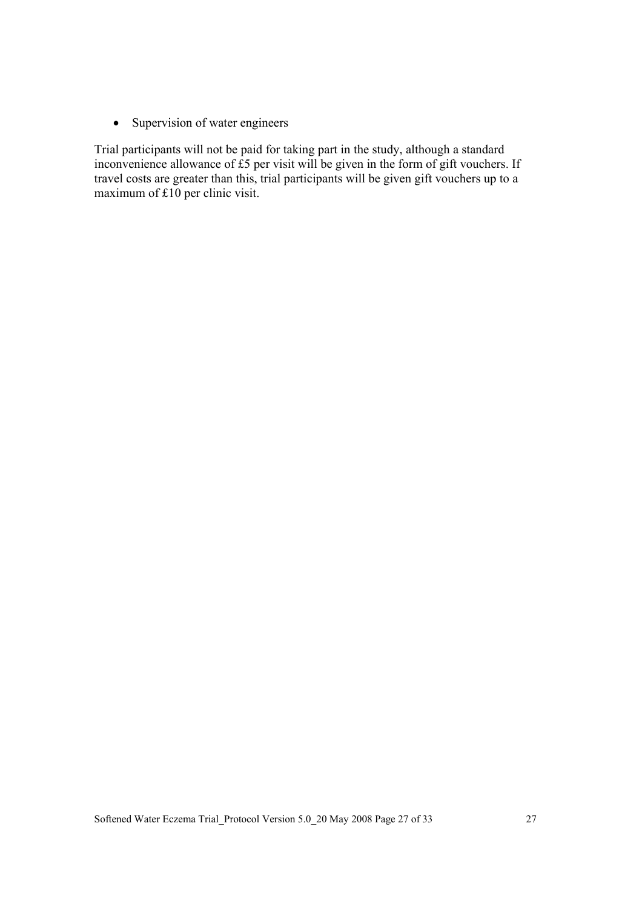- Supervision of water engineers

Trial participants will not be paid for taking part in the study, although a standard inconvenience allowance of £5 per visit will be given in the form of gift vouchers. If travel costs are greater than this, trial participants will be given gift vouchers up to a maximum of £10 per clinic visit.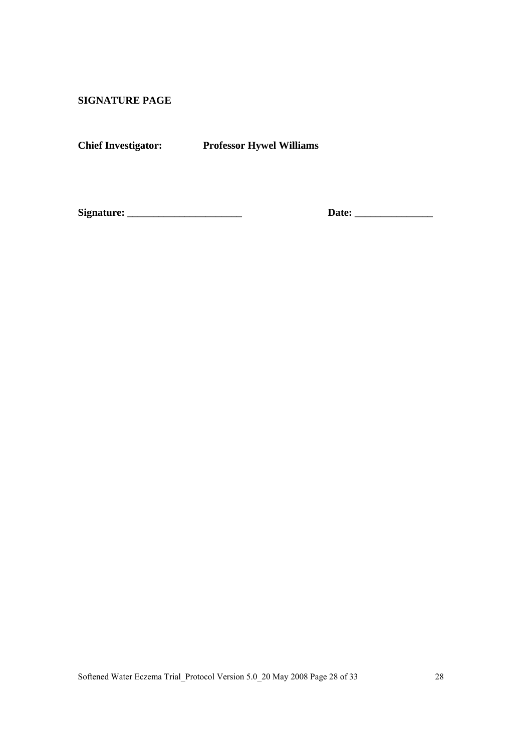**SIGNATURE PAGE**

**Chief Investigator:** **Professor Hywel Williams**

**Signature: ______________________** **Date: _______________**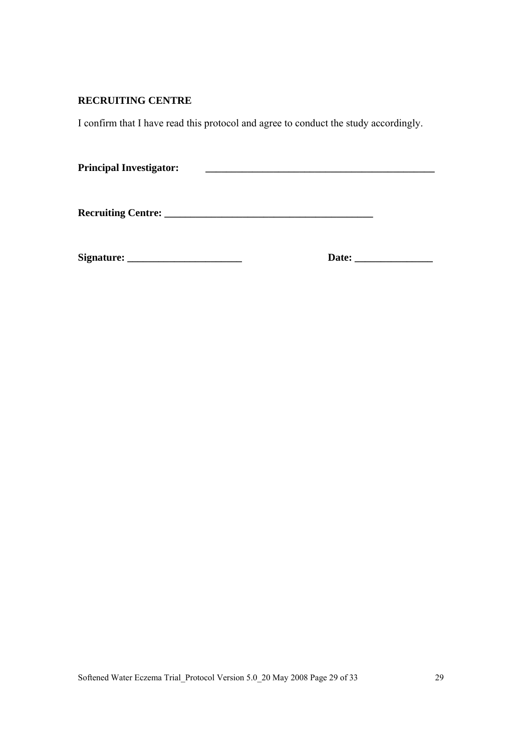**RECRUITING CENTRE**

I confirm that I have read this protocol and agree to conduct the study accordingly.

**Principal Investigator:** ______________________________________________

**Recruiting Centre:** ________________________________________

**Signature:** ______________________ **Date:** _______________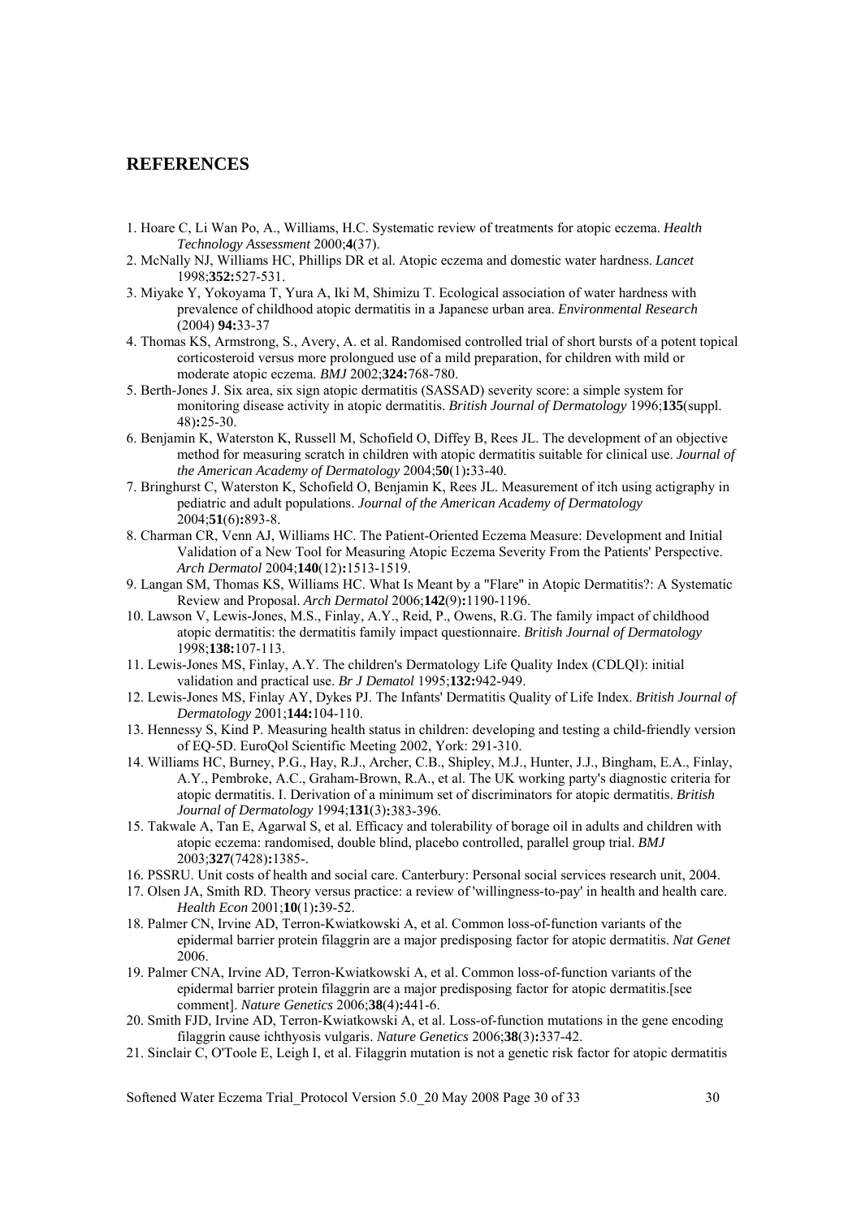## REFERENCES

1. Hoare C, Li Wan Po, A., Williams, H.C. Systematic review of treatments for atopic eczema. *Health Technology Assessment* 2000;**4**(37).
2. McNally NJ, Williams HC, Phillips DR et al. Atopic eczema and domestic water hardness. *Lancet* 1998;**352:**527-531.
3. Miyake Y, Yokoyama T, Yura A, Iki M, Shimizu T. Ecological association of water hardness with prevalence of childhood atopic dermatitis in a Japanese urban area. *Environmental Research* (2004) **94:**33-37
4. Thomas KS, Armstrong, S., Avery, A. et al. Randomised controlled trial of short bursts of a potent topical corticosteroid versus more prolongued use of a mild preparation, for children with mild or moderate atopic eczema. *BMJ* 2002;**324:**768-780.
5. Berth-Jones J. Six area, six sign atopic dermatitis (SASSAD) severity score: a simple system for monitoring disease activity in atopic dermatitis. *British Journal of Dermatology* 1996;**135**(suppl. 48)**:**25-30.
6. Benjamin K, Waterston K, Russell M, Schofield O, Diffey B, Rees JL. The development of an objective method for measuring scratch in children with atopic dermatitis suitable for clinical use. *Journal of the American Academy of Dermatology* 2004;**50**(1)**:**33-40.
7. Bringhurst C, Waterston K, Schofield O, Benjamin K, Rees JL. Measurement of itch using actigraphy in pediatric and adult populations. *Journal of the American Academy of Dermatology* 2004;**51**(6)**:**893-8.
8. Charman CR, Venn AJ, Williams HC. The Patient-Oriented Eczema Measure: Development and Initial Validation of a New Tool for Measuring Atopic Eczema Severity From the Patients' Perspective. *Arch Dermatol* 2004;**140**(12)**:**1513-1519.
9. Langan SM, Thomas KS, Williams HC. What Is Meant by a "Flare" in Atopic Dermatitis?: A Systematic Review and Proposal. *Arch Dermatol* 2006;**142**(9)**:**1190-1196.
10. Lawson V, Lewis-Jones, M.S., Finlay, A.Y., Reid, P., Owens, R.G. The family impact of childhood atopic dermatitis: the dermatitis family impact questionnaire. *British Journal of Dermatology* 1998;**138:**107-113.
11. Lewis-Jones MS, Finlay, A.Y. The children's Dermatology Life Quality Index (CDLQI): initial validation and practical use. *Br J Dematol* 1995;**132:**942-949.
12. Lewis-Jones MS, Finlay AY, Dykes PJ. The Infants' Dermatitis Quality of Life Index. *British Journal of Dermatology* 2001;**144:**104-110.
13. Hennessy S, Kind P. Measuring health status in children: developing and testing a child-friendly version of EQ-5D. EuroQol Scientific Meeting 2002, York: 291-310.
14. Williams HC, Burney, P.G., Hay, R.J., Archer, C.B., Shipley, M.J., Hunter, J.J., Bingham, E.A., Finlay, A.Y., Pembroke, A.C., Graham-Brown, R.A., et al. The UK working party's diagnostic criteria for atopic dermatitis. I. Derivation of a minimum set of discriminators for atopic dermatitis. *British Journal of Dermatology* 1994;**131**(3)**:**383-396.
15. Takwale A, Tan E, Agarwal S, et al. Efficacy and tolerability of borage oil in adults and children with atopic eczema: randomised, double blind, placebo controlled, parallel group trial. *BMJ* 2003;**327**(7428)**:**1385-.
16. PSSRU. Unit costs of health and social care. Canterbury: Personal social services research unit, 2004.
17. Olsen JA, Smith RD. Theory versus practice: a review of 'willingness-to-pay' in health and health care. *Health Econ* 2001;**10**(1)**:**39-52.
18. Palmer CN, Irvine AD, Terron-Kwiatkowski A, et al. Common loss-of-function variants of the epidermal barrier protein filaggrin are a major predisposing factor for atopic dermatitis. *Nat Genet* 2006.
19. Palmer CNA, Irvine AD, Terron-Kwiatkowski A, et al. Common loss-of-function variants of the epidermal barrier protein filaggrin are a major predisposing factor for atopic dermatitis.[see comment]. *Nature Genetics* 2006;**38**(4)**:**441-6.
20. Smith FJD, Irvine AD, Terron-Kwiatkowski A, et al. Loss-of-function mutations in the gene encoding filaggrin cause ichthyosis vulgaris. *Nature Genetics* 2006;**38**(3)**:**337-42.
21. Sinclair C, O'Toole E, Leigh I, et al. Filaggrin mutation is not a genetic risk factor for atopic dermatitis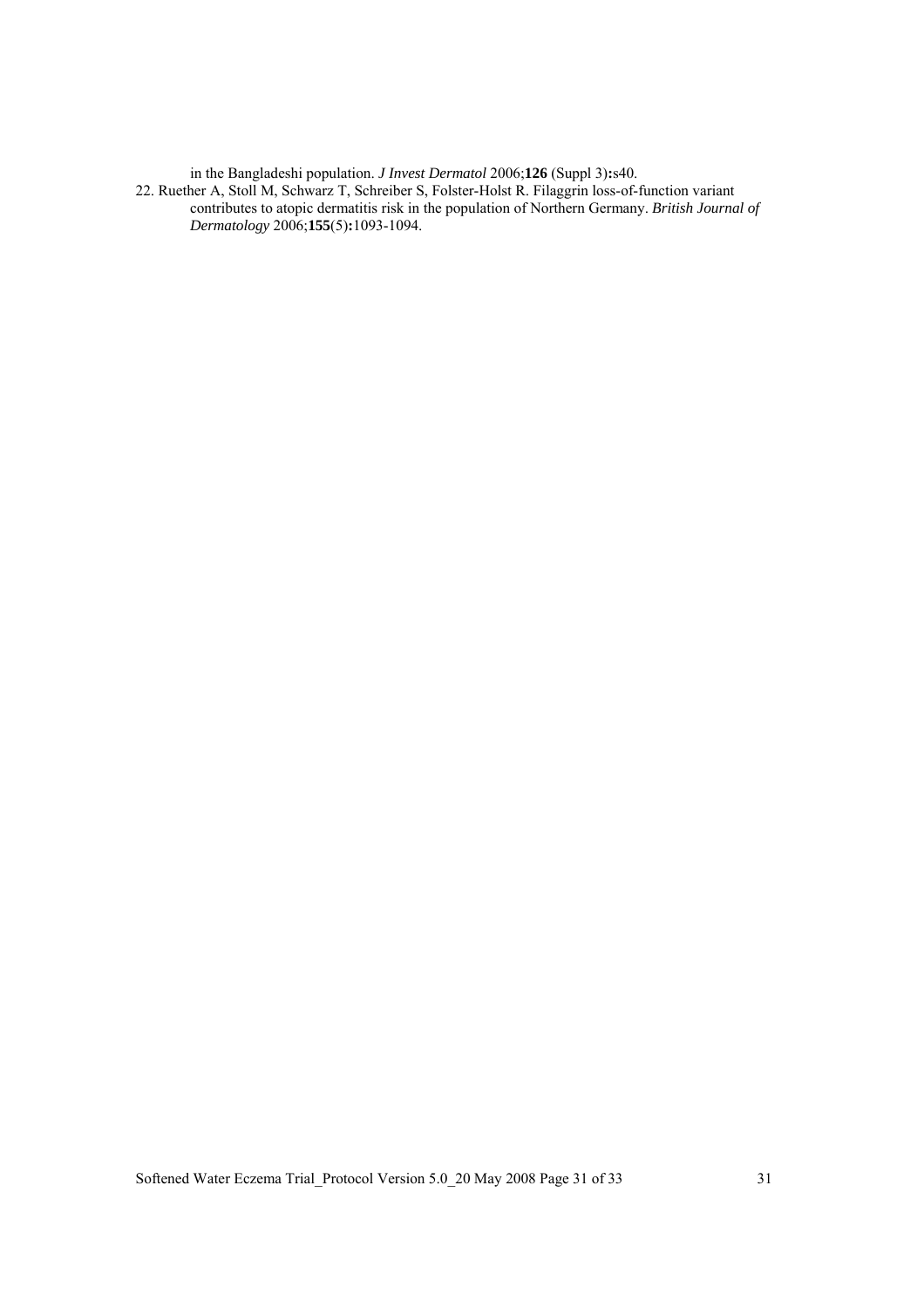in the Bangladeshi population. *J Invest Dermatol* 2006;**126** (Suppl 3)**:**s40.

22. Ruether A, Stoll M, Schwarz T, Schreiber S, Folster-Holst R. Filaggrin loss-of-function variant contributes to atopic dermatitis risk in the population of Northern Germany. *British Journal of Dermatology* 2006;**155**(5)**:**1093-1094.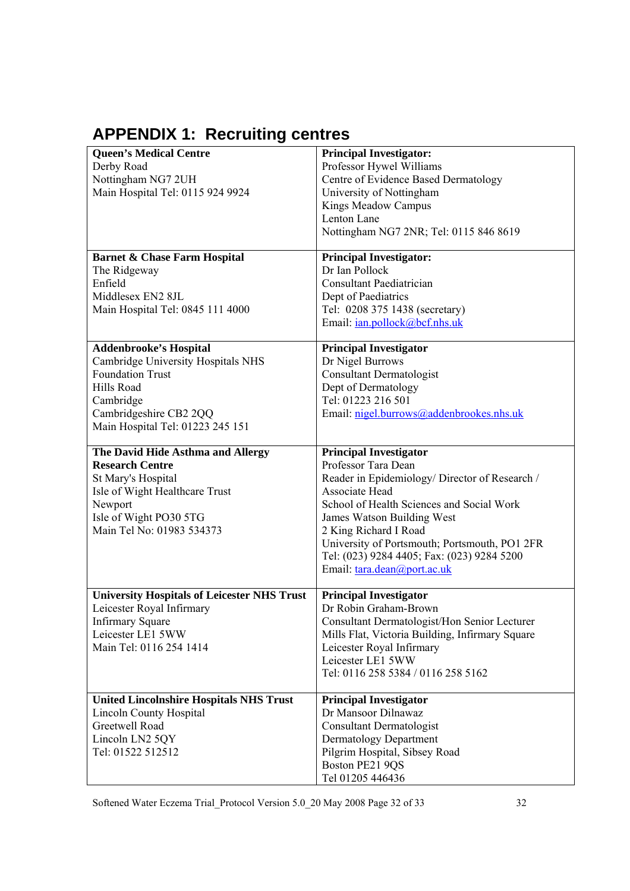## APPENDIX 1: Recruiting centres

| | |
|---|---|
| **Queen's Medical Centre**<br>Derby Road<br>Nottingham NG7 2UH<br>Main Hospital Tel: 0115 924 9924 | **Principal Investigator:**<br>Professor Hywel Williams<br>Centre of Evidence Based Dermatology<br>University of Nottingham<br>Kings Meadow Campus<br>Lenton Lane<br>Nottingham NG7 2NR; Tel: 0115 846 8619 |
| **Barnet & Chase Farm Hospital**<br>The Ridgeway<br>Enfield<br>Middlesex EN2 8JL<br>Main Hospital Tel: 0845 111 4000 | **Principal Investigator:**<br>Dr Ian Pollock<br>Consultant Paediatrician<br>Dept of Paediatrics<br>Tel: 0208 375 1438 (secretary)<br>Email: ian.pollock@bcf.nhs.uk |
| **Addenbrooke's Hospital**<br>Cambridge University Hospitals NHS Foundation Trust<br>Hills Road<br>Cambridge<br>Cambridgeshire CB2 2QQ<br>Main Hospital Tel: 01223 245 151 | **Principal Investigator**<br>Dr Nigel Burrows<br>Consultant Dermatologist<br>Dept of Dermatology<br>Tel: 01223 216 501<br>Email: nigel.burrows@addenbrookes.nhs.uk |
| **The David Hide Asthma and Allergy Research Centre**<br>St Mary's Hospital<br>Isle of Wight Healthcare Trust<br>Newport<br>Isle of Wight PO30 5TG<br>Main Tel No: 01983 534373 | **Principal Investigator**<br>Professor Tara Dean<br>Reader in Epidemiology/ Director of Research / Associate Head<br>School of Health Sciences and Social Work<br>James Watson Building West<br>2 King Richard I Road<br>University of Portsmouth; Portsmouth, PO1 2FR<br>Tel: (023) 9284 4405; Fax: (023) 9284 5200<br>Email: tara.dean@port.ac.uk |
| **University Hospitals of Leicester NHS Trust**<br>Leicester Royal Infirmary<br>Infirmary Square<br>Leicester LE1 5WW<br>Main Tel: 0116 254 1414 | **Principal Investigator**<br>Dr Robin Graham-Brown<br>Consultant Dermatologist/Hon Senior Lecturer<br>Mills Flat, Victoria Building, Infirmary Square<br>Leicester Royal Infirmary<br>Leicester LE1 5WW<br>Tel: 0116 258 5384 / 0116 258 5162 |
| **United Lincolnshire Hospitals NHS Trust**<br>Lincoln County Hospital<br>Greetwell Road<br>Lincoln LN2 5QY<br>Tel: 01522 512512 | **Principal Investigator**<br>Dr Mansoor Dilnawaz<br>Consultant Dermatologist<br>Dermatology Department<br>Pilgrim Hospital, Sibsey Road<br>Boston PE21 9QS<br>Tel 01205 446436 |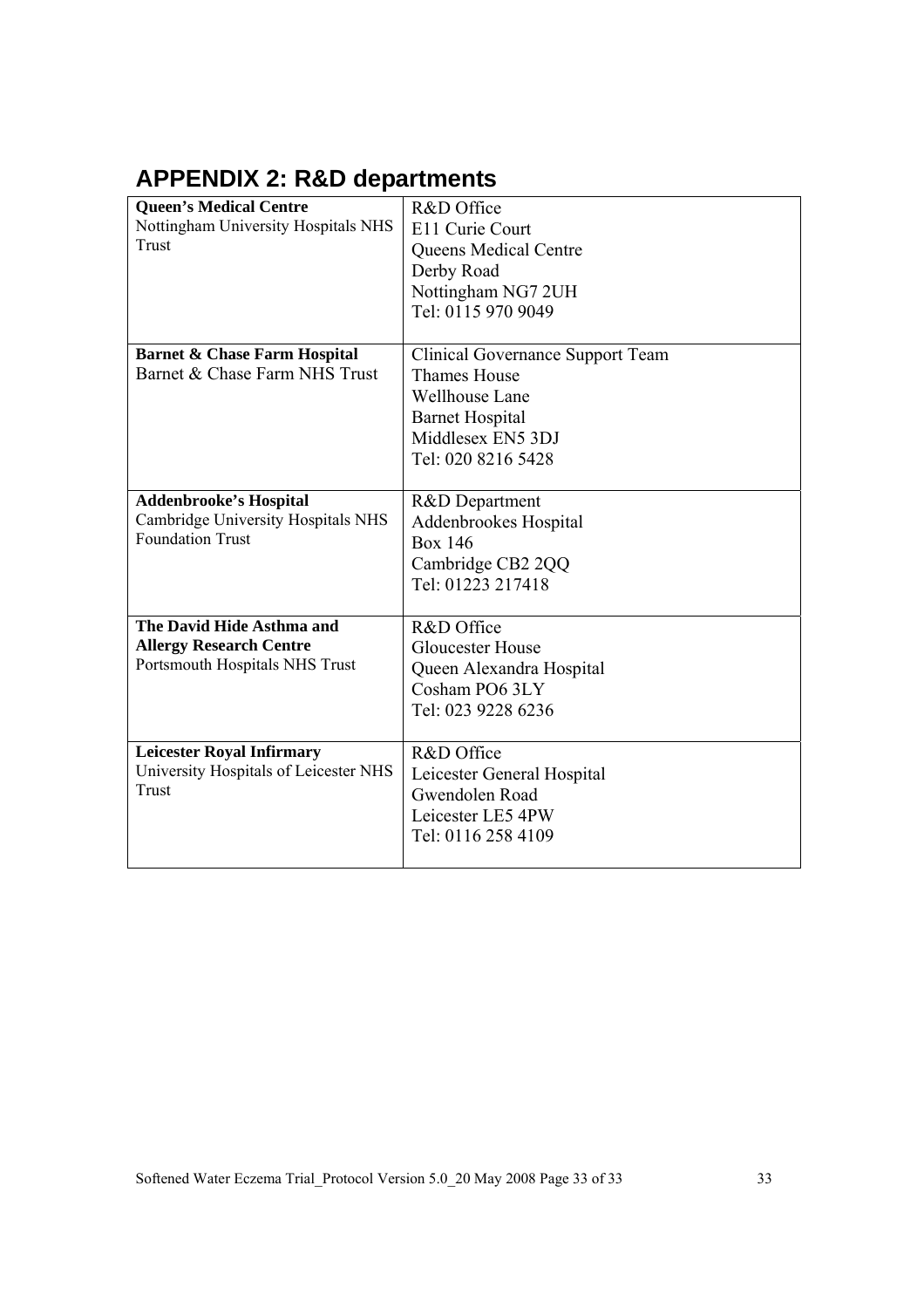## APPENDIX 2: R&D departments

| | |
|---|---|
| **Queen's Medical Centre**<br>Nottingham University Hospitals NHS Trust | R&D Office<br>E11 Curie Court<br>Queens Medical Centre<br>Derby Road<br>Nottingham NG7 2UH<br>Tel: 0115 970 9049 |
| **Barnet & Chase Farm Hospital**<br>Barnet & Chase Farm NHS Trust | Clinical Governance Support Team<br>Thames House<br>Wellhouse Lane<br>Barnet Hospital<br>Middlesex EN5 3DJ<br>Tel: 020 8216 5428 |
| **Addenbrooke's Hospital**<br>Cambridge University Hospitals NHS Foundation Trust | R&D Department<br>Addenbrookes Hospital<br>Box 146<br>Cambridge CB2 2QQ<br>Tel: 01223 217418 |
| **The David Hide Asthma and Allergy Research Centre**<br>Portsmouth Hospitals NHS Trust | R&D Office<br>Gloucester House<br>Queen Alexandra Hospital<br>Cosham PO6 3LY<br>Tel: 023 9228 6236 |
| **Leicester Royal Infirmary**<br>University Hospitals of Leicester NHS Trust | R&D Office<br>Leicester General Hospital<br>Gwendolen Road<br>Leicester LE5 4PW<br>Tel: 0116 258 4109 |